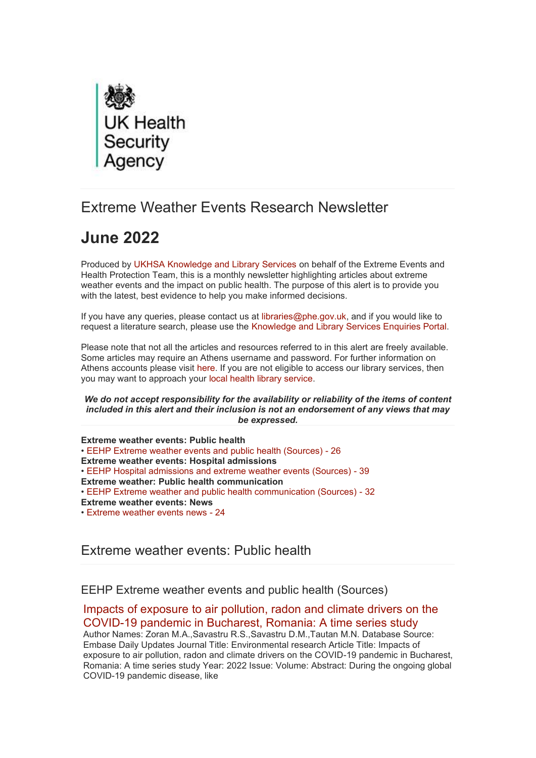UK Health Security Agency

## Extreme Weather Events Research Newsletter

# June 2022

Produced by UKHSA Knowledge and Library Services on behalf of the Extreme Events and Health Protection Team, this is a monthly newsletter highlighting articles about extreme weather events and the impact on public health. The purpose of this alert is to provide you with the latest, best evidence to help you make informed decisions.

If you have any queries, please contact us at libraries@phe.gov.uk, and if you would like to request a literature search, please use the Knowledge and Library Services Enquiries Portal.

Please note that not all the articles and resources referred to in this alert are freely available. Some articles may require an Athens username and password. For further information on Athens accounts please visit here. If you are not eligible to access our library services, then you may want to approach your local health library service.

***We do not accept responsibility for the availability or reliability of the items of content included in this alert and their inclusion is not an endorsement of any views that may be expressed.***

**Extreme weather events: Public health**
• EEHP Extreme weather events and public health (Sources) - 26
**Extreme weather events: Hospital admissions**
• EEHP Hospital admissions and extreme weather events (Sources) - 39
**Extreme weather: Public health communication**
• EEHP Extreme weather and public health communication (Sources) - 32
**Extreme weather events: News**
• Extreme weather events news - 24

## Extreme weather events: Public health

### EEHP Extreme weather events and public health (Sources)

#### Impacts of exposure to air pollution, radon and climate drivers on the COVID-19 pandemic in Bucharest, Romania: A time series study

Author Names: Zoran M.A.,Savastru R.S.,Savastru D.M.,Tautan M.N. Database Source: Embase Daily Updates Journal Title: Environmental research Article Title: Impacts of exposure to air pollution, radon and climate drivers on the COVID-19 pandemic in Bucharest, Romania: A time series study Year: 2022 Issue: Volume: Abstract: During the ongoing global COVID-19 pandemic disease, like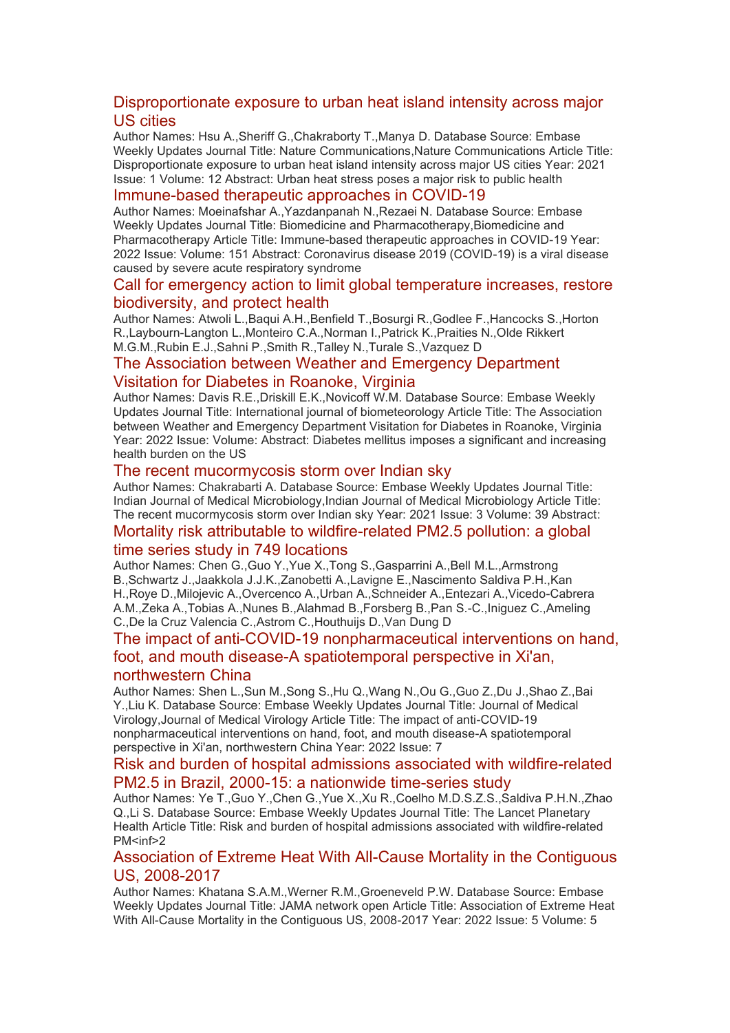## Disproportionate exposure to urban heat island intensity across major US cities

Author Names: Hsu A.,Sheriff G.,Chakraborty T.,Manya D. Database Source: Embase Weekly Updates Journal Title: Nature Communications,Nature Communications Article Title: Disproportionate exposure to urban heat island intensity across major US cities Year: 2021 Issue: 1 Volume: 12 Abstract: Urban heat stress poses a major risk to public health

## Immune-based therapeutic approaches in COVID-19

Author Names: Moeinafshar A.,Yazdanpanah N.,Rezaei N. Database Source: Embase Weekly Updates Journal Title: Biomedicine and Pharmacotherapy,Biomedicine and Pharmacotherapy Article Title: Immune-based therapeutic approaches in COVID-19 Year: 2022 Issue: Volume: 151 Abstract: Coronavirus disease 2019 (COVID-19) is a viral disease caused by severe acute respiratory syndrome

## Call for emergency action to limit global temperature increases, restore biodiversity, and protect health

Author Names: Atwoli L.,Baqui A.H.,Benfield T.,Bosurgi R.,Godlee F.,Hancocks S.,Horton R.,Laybourn-Langton L.,Monteiro C.A.,Norman I.,Patrick K.,Praities N.,Olde Rikkert M.G.M.,Rubin E.J.,Sahni P.,Smith R.,Talley N.,Turale S.,Vazquez D

## The Association between Weather and Emergency Department Visitation for Diabetes in Roanoke, Virginia

Author Names: Davis R.E.,Driskill E.K.,Novicoff W.M. Database Source: Embase Weekly Updates Journal Title: International journal of biometeorology Article Title: The Association between Weather and Emergency Department Visitation for Diabetes in Roanoke, Virginia Year: 2022 Issue: Volume: Abstract: Diabetes mellitus imposes a significant and increasing health burden on the US

## The recent mucormycosis storm over Indian sky

Author Names: Chakrabarti A. Database Source: Embase Weekly Updates Journal Title: Indian Journal of Medical Microbiology,Indian Journal of Medical Microbiology Article Title: The recent mucormycosis storm over Indian sky Year: 2021 Issue: 3 Volume: 39 Abstract:

## Mortality risk attributable to wildfire-related PM2.5 pollution: a global time series study in 749 locations

Author Names: Chen G.,Guo Y.,Yue X.,Tong S.,Gasparrini A.,Bell M.L.,Armstrong B.,Schwartz J.,Jaakkola J.J.K.,Zanobetti A.,Lavigne E.,Nascimento Saldiva P.H.,Kan H.,Roye D.,Milojevic A.,Overcenco A.,Urban A.,Schneider A.,Entezari A.,Vicedo-Cabrera A.M.,Zeka A.,Tobias A.,Nunes B.,Alahmad B.,Forsberg B.,Pan S.-C.,Iniguez C.,Ameling C.,De la Cruz Valencia C.,Astrom C.,Houthuijs D.,Van Dung D

## The impact of anti-COVID-19 nonpharmaceutical interventions on hand, foot, and mouth disease-A spatiotemporal perspective in Xi'an, northwestern China

Author Names: Shen L.,Sun M.,Song S.,Hu Q.,Wang N.,Ou G.,Guo Z.,Du J.,Shao Z.,Bai Y.,Liu K. Database Source: Embase Weekly Updates Journal Title: Journal of Medical Virology,Journal of Medical Virology Article Title: The impact of anti-COVID-19 nonpharmaceutical interventions on hand, foot, and mouth disease-A spatiotemporal perspective in Xi'an, northwestern China Year: 2022 Issue: 7

## Risk and burden of hospital admissions associated with wildfire-related PM2.5 in Brazil, 2000-15: a nationwide time-series study

Author Names: Ye T.,Guo Y.,Chen G.,Yue X.,Xu R.,Coelho M.D.S.Z.S.,Saldiva P.H.N.,Zhao Q.,Li S. Database Source: Embase Weekly Updates Journal Title: The Lancet Planetary Health Article Title: Risk and burden of hospital admissions associated with wildfire-related PM<inf>2

## Association of Extreme Heat With All-Cause Mortality in the Contiguous US, 2008-2017

Author Names: Khatana S.A.M.,Werner R.M.,Groeneveld P.W. Database Source: Embase Weekly Updates Journal Title: JAMA network open Article Title: Association of Extreme Heat With All-Cause Mortality in the Contiguous US, 2008-2017 Year: 2022 Issue: 5 Volume: 5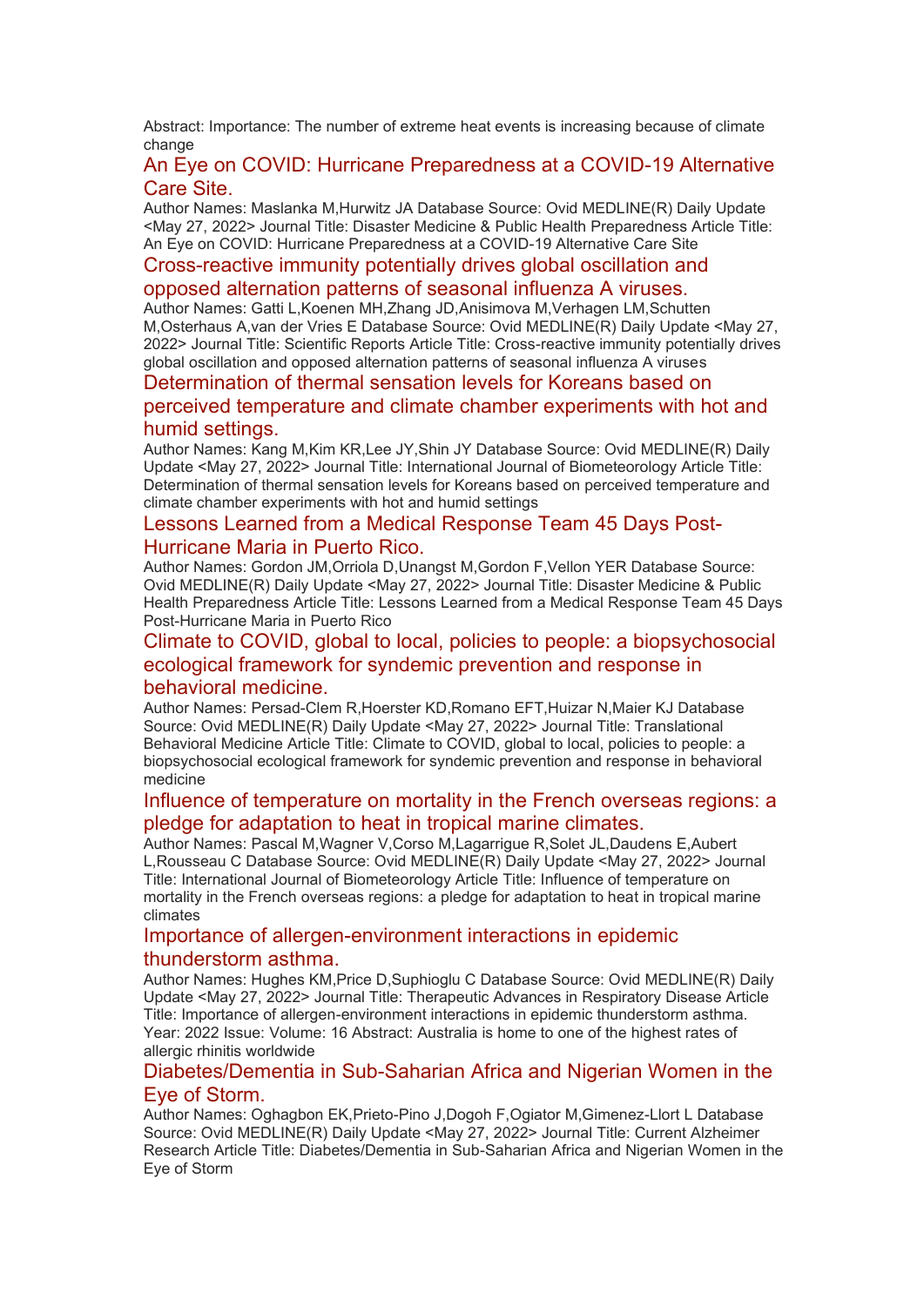Abstract: Importance: The number of extreme heat events is increasing because of climate change

### An Eye on COVID: Hurricane Preparedness at a COVID-19 Alternative Care Site.

Author Names: Maslanka M,Hurwitz JA Database Source: Ovid MEDLINE(R) Daily Update <May 27, 2022> Journal Title: Disaster Medicine & Public Health Preparedness Article Title: An Eye on COVID: Hurricane Preparedness at a COVID-19 Alternative Care Site

### Cross-reactive immunity potentially drives global oscillation and opposed alternation patterns of seasonal influenza A viruses.

Author Names: Gatti L,Koenen MH,Zhang JD,Anisimova M,Verhagen LM,Schutten M,Osterhaus A,van der Vries E Database Source: Ovid MEDLINE(R) Daily Update <May 27, 2022> Journal Title: Scientific Reports Article Title: Cross-reactive immunity potentially drives global oscillation and opposed alternation patterns of seasonal influenza A viruses

### Determination of thermal sensation levels for Koreans based on perceived temperature and climate chamber experiments with hot and humid settings.

Author Names: Kang M,Kim KR,Lee JY,Shin JY Database Source: Ovid MEDLINE(R) Daily Update <May 27, 2022> Journal Title: International Journal of Biometeorology Article Title: Determination of thermal sensation levels for Koreans based on perceived temperature and climate chamber experiments with hot and humid settings

### Lessons Learned from a Medical Response Team 45 Days Post-Hurricane Maria in Puerto Rico.

Author Names: Gordon JM,Orriola D,Unangst M,Gordon F,Vellon YER Database Source: Ovid MEDLINE(R) Daily Update <May 27, 2022> Journal Title: Disaster Medicine & Public Health Preparedness Article Title: Lessons Learned from a Medical Response Team 45 Days Post-Hurricane Maria in Puerto Rico

### Climate to COVID, global to local, policies to people: a biopsychosocial ecological framework for syndemic prevention and response in behavioral medicine.

Author Names: Persad-Clem R,Hoerster KD,Romano EFT,Huizar N,Maier KJ Database Source: Ovid MEDLINE(R) Daily Update <May 27, 2022> Journal Title: Translational Behavioral Medicine Article Title: Climate to COVID, global to local, policies to people: a biopsychosocial ecological framework for syndemic prevention and response in behavioral medicine

### Influence of temperature on mortality in the French overseas regions: a pledge for adaptation to heat in tropical marine climates.

Author Names: Pascal M,Wagner V,Corso M,Lagarrigue R,Solet JL,Daudens E,Aubert L,Rousseau C Database Source: Ovid MEDLINE(R) Daily Update <May 27, 2022> Journal Title: International Journal of Biometeorology Article Title: Influence of temperature on mortality in the French overseas regions: a pledge for adaptation to heat in tropical marine climates

### Importance of allergen-environment interactions in epidemic thunderstorm asthma.

Author Names: Hughes KM,Price D,Suphioglu C Database Source: Ovid MEDLINE(R) Daily Update <May 27, 2022> Journal Title: Therapeutic Advances in Respiratory Disease Article Title: Importance of allergen-environment interactions in epidemic thunderstorm asthma. Year: 2022 Issue: Volume: 16 Abstract: Australia is home to one of the highest rates of allergic rhinitis worldwide

### Diabetes/Dementia in Sub-Saharan Africa and Nigerian Women in the Eye of Storm.

Author Names: Oghagbon EK,Prieto-Pino J,Dogoh F,Ogiator M,Gimenez-Llort L Database Source: Ovid MEDLINE(R) Daily Update <May 27, 2022> Journal Title: Current Alzheimer Research Article Title: Diabetes/Dementia in Sub-Saharan Africa and Nigerian Women in the Eye of Storm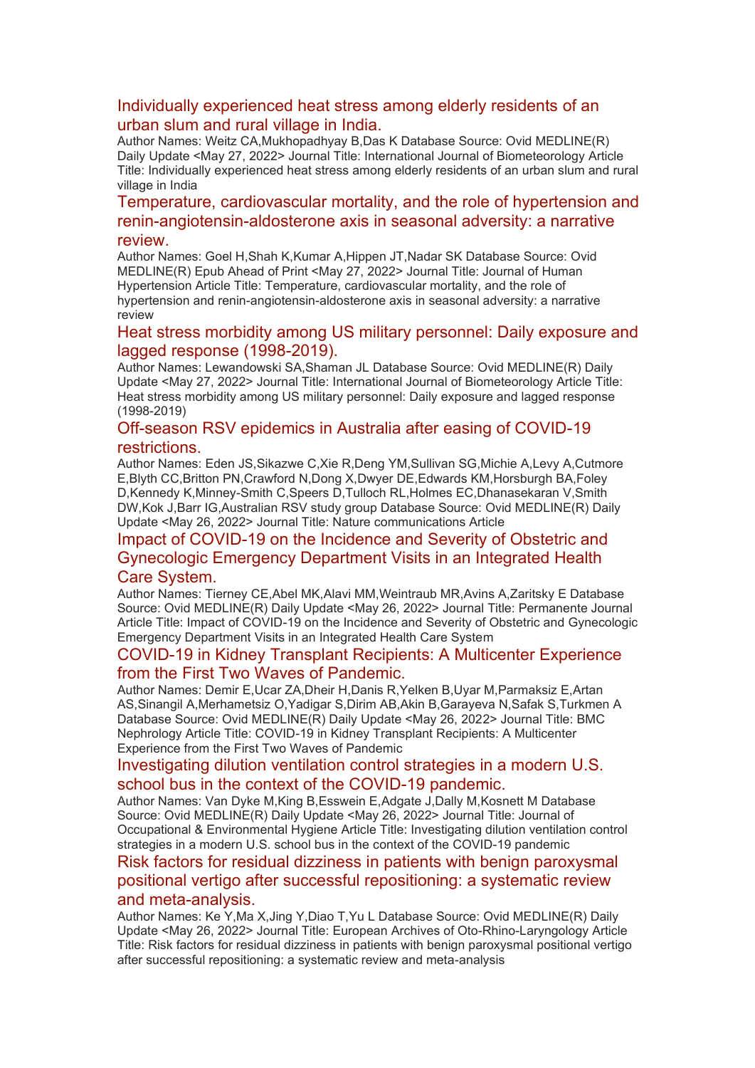### Individually experienced heat stress among elderly residents of an urban slum and rural village in India.

Author Names: Weitz CA,Mukhopadhyay B,Das K Database Source: Ovid MEDLINE(R) Daily Update <May 27, 2022> Journal Title: International Journal of Biometeorology Article Title: Individually experienced heat stress among elderly residents of an urban slum and rural village in India

### Temperature, cardiovascular mortality, and the role of hypertension and renin-angiotensin-aldosterone axis in seasonal adversity: a narrative review.

Author Names: Goel H,Shah K,Kumar A,Hippen JT,Nadar SK Database Source: Ovid MEDLINE(R) Epub Ahead of Print <May 27, 2022> Journal Title: Journal of Human Hypertension Article Title: Temperature, cardiovascular mortality, and the role of hypertension and renin-angiotensin-aldosterone axis in seasonal adversity: a narrative review

### Heat stress morbidity among US military personnel: Daily exposure and lagged response (1998-2019).

Author Names: Lewandowski SA,Shaman JL Database Source: Ovid MEDLINE(R) Daily Update <May 27, 2022> Journal Title: International Journal of Biometeorology Article Title: Heat stress morbidity among US military personnel: Daily exposure and lagged response (1998-2019)

### Off-season RSV epidemics in Australia after easing of COVID-19 restrictions.

Author Names: Eden JS,Sikazwe C,Xie R,Deng YM,Sullivan SG,Michie A,Levy A,Cutmore E,Blyth CC,Britton PN,Crawford N,Dong X,Dwyer DE,Edwards KM,Horsburgh BA,Foley D,Kennedy K,Minney-Smith C,Speers D,Tulloch RL,Holmes EC,Dhanasekaran V,Smith DW,Kok J,Barr IG,Australian RSV study group Database Source: Ovid MEDLINE(R) Daily Update <May 26, 2022> Journal Title: Nature communications Article

### Impact of COVID-19 on the Incidence and Severity of Obstetric and Gynecologic Emergency Department Visits in an Integrated Health Care System.

Author Names: Tierney CE,Abel MK,Alavi MM,Weintraub MR,Avins A,Zaritsky E Database Source: Ovid MEDLINE(R) Daily Update <May 26, 2022> Journal Title: Permanente Journal Article Title: Impact of COVID-19 on the Incidence and Severity of Obstetric and Gynecologic Emergency Department Visits in an Integrated Health Care System

### COVID-19 in Kidney Transplant Recipients: A Multicenter Experience from the First Two Waves of Pandemic.

Author Names: Demir E,Ucar ZA,Dheir H,Danis R,Yelken B,Uyar M,Parmaksiz E,Artan AS,Sinangil A,Merhametsiz O,Yadigar S,Dirim AB,Akin B,Garayeva N,Safak S,Turkmen A Database Source: Ovid MEDLINE(R) Daily Update <May 26, 2022> Journal Title: BMC Nephrology Article Title: COVID-19 in Kidney Transplant Recipients: A Multicenter Experience from the First Two Waves of Pandemic

### Investigating dilution ventilation control strategies in a modern U.S. school bus in the context of the COVID-19 pandemic.

Author Names: Van Dyke M,King B,Esswein E,Adgate J,Dally M,Kosnett M Database Source: Ovid MEDLINE(R) Daily Update <May 26, 2022> Journal Title: Journal of Occupational & Environmental Hygiene Article Title: Investigating dilution ventilation control strategies in a modern U.S. school bus in the context of the COVID-19 pandemic

### Risk factors for residual dizziness in patients with benign paroxysmal positional vertigo after successful repositioning: a systematic review and meta-analysis.

Author Names: Ke Y,Ma X,Jing Y,Diao T,Yu L Database Source: Ovid MEDLINE(R) Daily Update <May 26, 2022> Journal Title: European Archives of Oto-Rhino-Laryngology Article Title: Risk factors for residual dizziness in patients with benign paroxysmal positional vertigo after successful repositioning: a systematic review and meta-analysis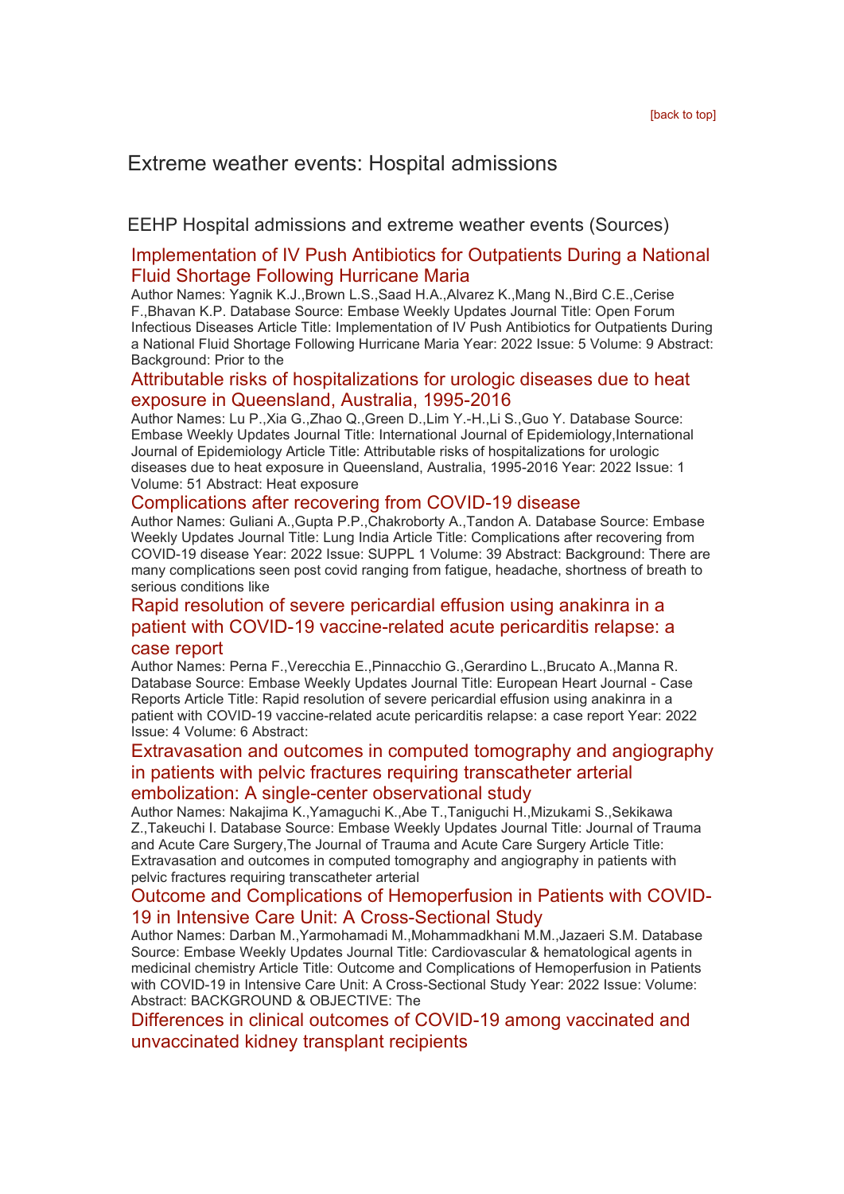[back to top]

## Extreme weather events: Hospital admissions

### EEHP Hospital admissions and extreme weather events (Sources)

#### Implementation of IV Push Antibiotics for Outpatients During a National Fluid Shortage Following Hurricane Maria

Author Names: Yagnik K.J.,Brown L.S.,Saad H.A.,Alvarez K.,Mang N.,Bird C.E.,Cerise F.,Bhavan K.P. Database Source: Embase Weekly Updates Journal Title: Open Forum Infectious Diseases Article Title: Implementation of IV Push Antibiotics for Outpatients During a National Fluid Shortage Following Hurricane Maria Year: 2022 Issue: 5 Volume: 9 Abstract: Background: Prior to the

#### Attributable risks of hospitalizations for urologic diseases due to heat exposure in Queensland, Australia, 1995-2016

Author Names: Lu P.,Xia G.,Zhao Q.,Green D.,Lim Y.-H.,Li S.,Guo Y. Database Source: Embase Weekly Updates Journal Title: International Journal of Epidemiology,International Journal of Epidemiology Article Title: Attributable risks of hospitalizations for urologic diseases due to heat exposure in Queensland, Australia, 1995-2016 Year: 2022 Issue: 1 Volume: 51 Abstract: Heat exposure

#### Complications after recovering from COVID-19 disease

Author Names: Guliani A.,Gupta P.P.,Chakroborty A.,Tandon A. Database Source: Embase Weekly Updates Journal Title: Lung India Article Title: Complications after recovering from COVID-19 disease Year: 2022 Issue: SUPPL 1 Volume: 39 Abstract: Background: There are many complications seen post covid ranging from fatigue, headache, shortness of breath to serious conditions like

#### Rapid resolution of severe pericardial effusion using anakinra in a patient with COVID-19 vaccine-related acute pericarditis relapse: a case report

Author Names: Perna F.,Verecchia E.,Pinnacchio G.,Gerardino L.,Brucato A.,Manna R. Database Source: Embase Weekly Updates Journal Title: European Heart Journal - Case Reports Article Title: Rapid resolution of severe pericardial effusion using anakinra in a patient with COVID-19 vaccine-related acute pericarditis relapse: a case report Year: 2022 Issue: 4 Volume: 6 Abstract:

#### Extravasation and outcomes in computed tomography and angiography in patients with pelvic fractures requiring transcatheter arterial embolization: A single-center observational study

Author Names: Nakajima K.,Yamaguchi K.,Abe T.,Taniguchi H.,Mizukami S.,Sekikawa Z.,Takeuchi I. Database Source: Embase Weekly Updates Journal Title: Journal of Trauma and Acute Care Surgery,The Journal of Trauma and Acute Care Surgery Article Title: Extravasation and outcomes in computed tomography and angiography in patients with pelvic fractures requiring transcatheter arterial

#### Outcome and Complications of Hemoperfusion in Patients with COVID-19 in Intensive Care Unit: A Cross-Sectional Study

Author Names: Darban M.,Yarmohamadi M.,Mohammadkhani M.M.,Jazaeri S.M. Database Source: Embase Weekly Updates Journal Title: Cardiovascular & hematological agents in medicinal chemistry Article Title: Outcome and Complications of Hemoperfusion in Patients with COVID-19 in Intensive Care Unit: A Cross-Sectional Study Year: 2022 Issue: Volume: Abstract: BACKGROUND & OBJECTIVE: The

#### Differences in clinical outcomes of COVID-19 among vaccinated and unvaccinated kidney transplant recipients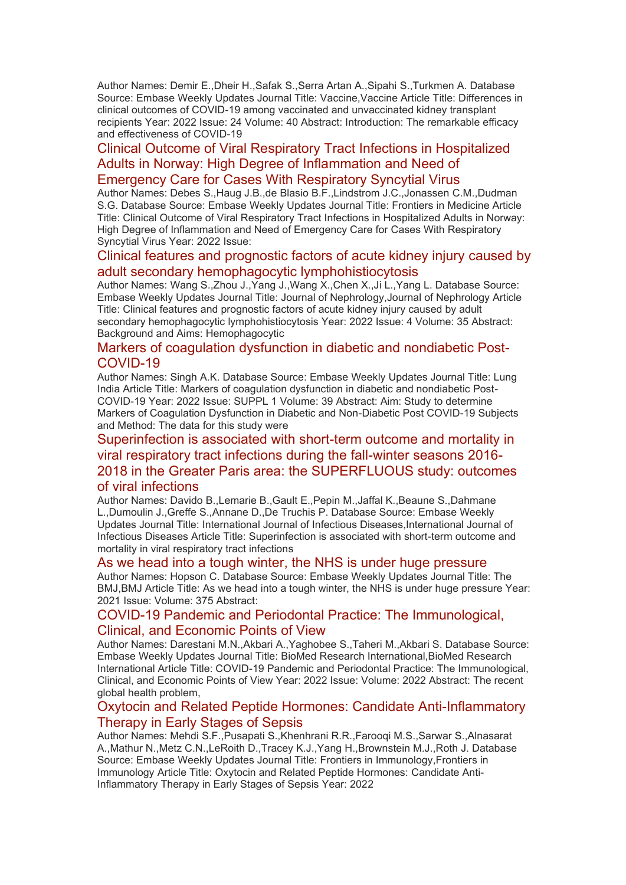Author Names: Demir E.,Dheir H.,Safak S.,Serra Artan A.,Sipahi S.,Turkmen A. Database Source: Embase Weekly Updates Journal Title: Vaccine,Vaccine Article Title: Differences in clinical outcomes of COVID-19 among vaccinated and unvaccinated kidney transplant recipients Year: 2022 Issue: 24 Volume: 40 Abstract: Introduction: The remarkable efficacy and effectiveness of COVID-19

## Clinical Outcome of Viral Respiratory Tract Infections in Hospitalized Adults in Norway: High Degree of Inflammation and Need of Emergency Care for Cases With Respiratory Syncytial Virus

Author Names: Debes S.,Haug J.B.,de Blasio B.F.,Lindstrom J.C.,Jonassen C.M.,Dudman S.G. Database Source: Embase Weekly Updates Journal Title: Frontiers in Medicine Article Title: Clinical Outcome of Viral Respiratory Tract Infections in Hospitalized Adults in Norway: High Degree of Inflammation and Need of Emergency Care for Cases With Respiratory Syncytial Virus Year: 2022 Issue:

## Clinical features and prognostic factors of acute kidney injury caused by adult secondary hemophagocytic lymphohistiocytosis

Author Names: Wang S.,Zhou J.,Yang J.,Wang X.,Chen X.,Ji L.,Yang L. Database Source: Embase Weekly Updates Journal Title: Journal of Nephrology,Journal of Nephrology Article Title: Clinical features and prognostic factors of acute kidney injury caused by adult secondary hemophagocytic lymphohistiocytosis Year: 2022 Issue: 4 Volume: 35 Abstract: Background and Aims: Hemophagocytic

## Markers of coagulation dysfunction in diabetic and nondiabetic Post-COVID-19

Author Names: Singh A.K. Database Source: Embase Weekly Updates Journal Title: Lung India Article Title: Markers of coagulation dysfunction in diabetic and nondiabetic Post-COVID-19 Year: 2022 Issue: SUPPL 1 Volume: 39 Abstract: Aim: Study to determine Markers of Coagulation Dysfunction in Diabetic and Non-Diabetic Post COVID-19 Subjects and Method: The data for this study were

## Superinfection is associated with short-term outcome and mortality in viral respiratory tract infections during the fall-winter seasons 2016-2018 in the Greater Paris area: the SUPERFLUOUS study: outcomes of viral infections

Author Names: Davido B.,Lemarie B.,Gault E.,Pepin M.,Jaffal K.,Beaune S.,Dahmane L.,Dumoulin J.,Greffe S.,Annane D.,De Truchis P. Database Source: Embase Weekly Updates Journal Title: International Journal of Infectious Diseases,International Journal of Infectious Diseases Article Title: Superinfection is associated with short-term outcome and mortality in viral respiratory tract infections

## As we head into a tough winter, the NHS is under huge pressure

Author Names: Hopson C. Database Source: Embase Weekly Updates Journal Title: The BMJ,BMJ Article Title: As we head into a tough winter, the NHS is under huge pressure Year: 2021 Issue: Volume: 375 Abstract:

## COVID-19 Pandemic and Periodontal Practice: The Immunological, Clinical, and Economic Points of View

Author Names: Darestani M.N.,Akbari A.,Yaghobee S.,Taheri M.,Akbari S. Database Source: Embase Weekly Updates Journal Title: BioMed Research International,BioMed Research International Article Title: COVID-19 Pandemic and Periodontal Practice: The Immunological, Clinical, and Economic Points of View Year: 2022 Issue: Volume: 2022 Abstract: The recent global health problem,

## Oxytocin and Related Peptide Hormones: Candidate Anti-Inflammatory Therapy in Early Stages of Sepsis

Author Names: Mehdi S.F.,Pusapati S.,Khenhrani R.R.,Farooqi M.S.,Sarwar S.,Alnasarat A.,Mathur N.,Metz C.N.,LeRoith D.,Tracey K.J.,Yang H.,Brownstein M.J.,Roth J. Database Source: Embase Weekly Updates Journal Title: Frontiers in Immunology,Frontiers in Immunology Article Title: Oxytocin and Related Peptide Hormones: Candidate Anti-Inflammatory Therapy in Early Stages of Sepsis Year: 2022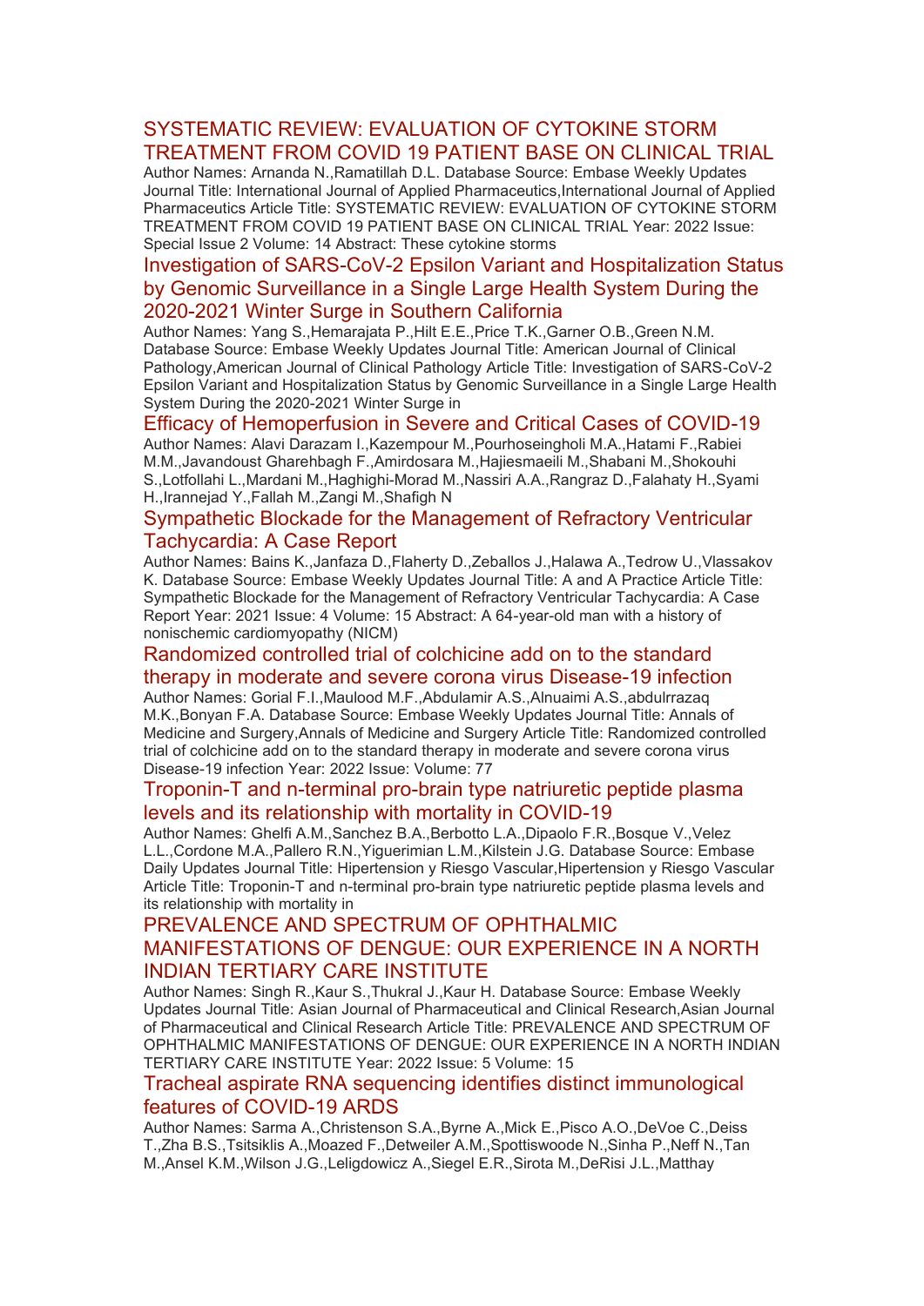### SYSTEMATIC REVIEW: EVALUATION OF CYTOKINE STORM TREATMENT FROM COVID 19 PATIENT BASE ON CLINICAL TRIAL

Author Names: Arnanda N.,Ramatillah D.L. Database Source: Embase Weekly Updates Journal Title: International Journal of Applied Pharmaceutics,International Journal of Applied Pharmaceutics Article Title: SYSTEMATIC REVIEW: EVALUATION OF CYTOKINE STORM TREATMENT FROM COVID 19 PATIENT BASE ON CLINICAL TRIAL Year: 2022 Issue: Special Issue 2 Volume: 14 Abstract: These cytokine storms

### Investigation of SARS-CoV-2 Epsilon Variant and Hospitalization Status by Genomic Surveillance in a Single Large Health System During the 2020-2021 Winter Surge in Southern California

Author Names: Yang S.,Hemarajata P.,Hilt E.E.,Price T.K.,Garner O.B.,Green N.M. Database Source: Embase Weekly Updates Journal Title: American Journal of Clinical Pathology,American Journal of Clinical Pathology Article Title: Investigation of SARS-CoV-2 Epsilon Variant and Hospitalization Status by Genomic Surveillance in a Single Large Health System During the 2020-2021 Winter Surge in

### Efficacy of Hemoperfusion in Severe and Critical Cases of COVID-19

Author Names: Alavi Darazam I.,Kazempour M.,Pourhoseingholi M.A.,Hatami F.,Rabiei M.M.,Javandoust Gharehbagh F.,Amirdosara M.,Hajiesmaeili M.,Shabani M.,Shokouhi S.,Lotfollahi L.,Mardani M.,Haghighi-Morad M.,Nassiri A.A.,Rangraz D.,Falahaty H.,Syami H.,Irannejad Y.,Fallah M.,Zangi M.,Shafigh N

### Sympathetic Blockade for the Management of Refractory Ventricular Tachycardia: A Case Report

Author Names: Bains K.,Janfaza D.,Flaherty D.,Zeballos J.,Halawa A.,Tedrow U.,Vlassakov K. Database Source: Embase Weekly Updates Journal Title: A and A Practice Article Title: Sympathetic Blockade for the Management of Refractory Ventricular Tachycardia: A Case Report Year: 2021 Issue: 4 Volume: 15 Abstract: A 64-year-old man with a history of nonischemic cardiomyopathy (NICM)

### Randomized controlled trial of colchicine add on to the standard therapy in moderate and severe corona virus Disease-19 infection

Author Names: Gorial F.I.,Maulood M.F.,Abdulamir A.S.,Alnuaimi A.S.,abdulrrazaq M.K.,Bonyan F.A. Database Source: Embase Weekly Updates Journal Title: Annals of Medicine and Surgery,Annals of Medicine and Surgery Article Title: Randomized controlled trial of colchicine add on to the standard therapy in moderate and severe corona virus Disease-19 infection Year: 2022 Issue: Volume: 77

### Troponin-T and n-terminal pro-brain type natriuretic peptide plasma levels and its relationship with mortality in COVID-19

Author Names: Ghelfi A.M.,Sanchez B.A.,Berbotto L.A.,Dipaolo F.R.,Bosque V.,Velez L.L.,Cordone M.A.,Pallero R.N.,Yiguerimian L.M.,Kilstein J.G. Database Source: Embase Daily Updates Journal Title: Hipertension y Riesgo Vascular,Hipertension y Riesgo Vascular Article Title: Troponin-T and n-terminal pro-brain type natriuretic peptide plasma levels and its relationship with mortality in

### PREVALENCE AND SPECTRUM OF OPHTHALMIC MANIFESTATIONS OF DENGUE: OUR EXPERIENCE IN A NORTH INDIAN TERTIARY CARE INSTITUTE

Author Names: Singh R.,Kaur S.,Thukral J.,Kaur H. Database Source: Embase Weekly Updates Journal Title: Asian Journal of Pharmaceutical and Clinical Research,Asian Journal of Pharmaceutical and Clinical Research Article Title: PREVALENCE AND SPECTRUM OF OPHTHALMIC MANIFESTATIONS OF DENGUE: OUR EXPERIENCE IN A NORTH INDIAN TERTIARY CARE INSTITUTE Year: 2022 Issue: 5 Volume: 15

### Tracheal aspirate RNA sequencing identifies distinct immunological features of COVID-19 ARDS

Author Names: Sarma A.,Christenson S.A.,Byrne A.,Mick E.,Pisco A.O.,DeVoe C.,Deiss T.,Zha B.S.,Tsitsiklis A.,Moazed F.,Detweiler A.M.,Spottiswoode N.,Sinha P.,Neff N.,Tan M.,Ansel K.M.,Wilson J.G.,Leligdowicz A.,Siegel E.R.,Sirota M.,DeRisi J.L.,Matthay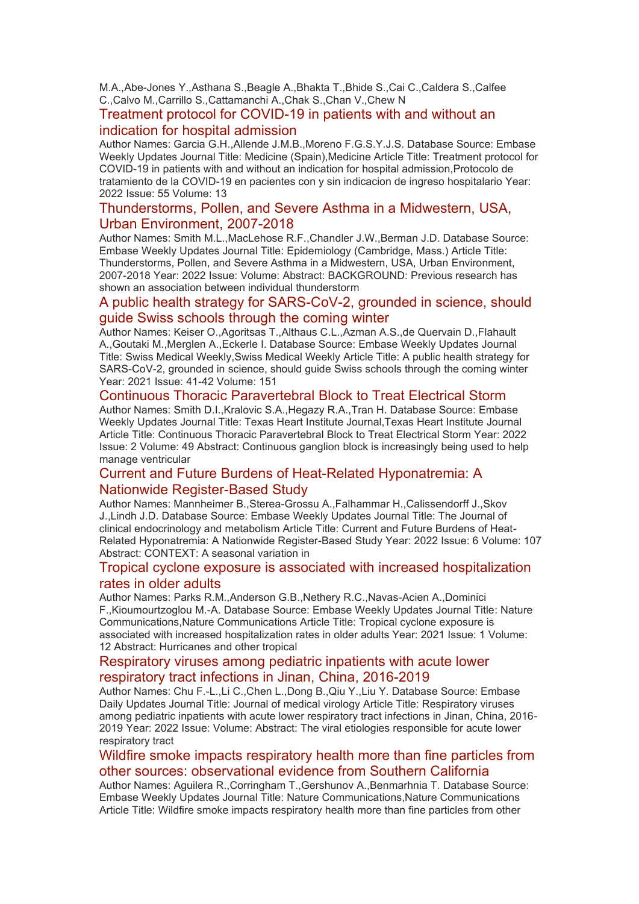M.A.,Abe-Jones Y.,Asthana S.,Beagle A.,Bhakta T.,Bhide S.,Cai C.,Caldera S.,Calfee C.,Calvo M.,Carrillo S.,Cattamanchi A.,Chak S.,Chan V.,Chew N

### Treatment protocol for COVID-19 in patients with and without an indication for hospital admission

Author Names: Garcia G.H.,Allende J.M.B.,Moreno F.G.S.Y.J.S. Database Source: Embase Weekly Updates Journal Title: Medicine (Spain),Medicine Article Title: Treatment protocol for COVID-19 in patients with and without an indication for hospital admission,Protocolo de tratamiento de la COVID-19 en pacientes con y sin indicacion de ingreso hospitalario Year: 2022 Issue: 55 Volume: 13

### Thunderstorms, Pollen, and Severe Asthma in a Midwestern, USA, Urban Environment, 2007-2018

Author Names: Smith M.L.,MacLehose R.F.,Chandler J.W.,Berman J.D. Database Source: Embase Weekly Updates Journal Title: Epidemiology (Cambridge, Mass.) Article Title: Thunderstorms, Pollen, and Severe Asthma in a Midwestern, USA, Urban Environment, 2007-2018 Year: 2022 Issue: Volume: Abstract: BACKGROUND: Previous research has shown an association between individual thunderstorm

### A public health strategy for SARS-CoV-2, grounded in science, should guide Swiss schools through the coming winter

Author Names: Keiser O.,Agoritsas T.,Althaus C.L.,Azman A.S.,de Quervain D.,Flahault A.,Goutaki M.,Merglen A.,Eckerle I. Database Source: Embase Weekly Updates Journal Title: Swiss Medical Weekly,Swiss Medical Weekly Article Title: A public health strategy for SARS-CoV-2, grounded in science, should guide Swiss schools through the coming winter Year: 2021 Issue: 41-42 Volume: 151

### Continuous Thoracic Paravertebral Block to Treat Electrical Storm

Author Names: Smith D.I.,Kralovic S.A.,Hegazy R.A.,Tran H. Database Source: Embase Weekly Updates Journal Title: Texas Heart Institute Journal,Texas Heart Institute Journal Article Title: Continuous Thoracic Paravertebral Block to Treat Electrical Storm Year: 2022 Issue: 2 Volume: 49 Abstract: Continuous ganglion block is increasingly being used to help manage ventricular

### Current and Future Burdens of Heat-Related Hyponatremia: A Nationwide Register-Based Study

Author Names: Mannheimer B.,Sterea-Grossu A.,Falhammar H.,Calissendorff J.,Skov J.,Lindh J.D. Database Source: Embase Weekly Updates Journal Title: The Journal of clinical endocrinology and metabolism Article Title: Current and Future Burdens of Heat-Related Hyponatremia: A Nationwide Register-Based Study Year: 2022 Issue: 6 Volume: 107 Abstract: CONTEXT: A seasonal variation in

### Tropical cyclone exposure is associated with increased hospitalization rates in older adults

Author Names: Parks R.M.,Anderson G.B.,Nethery R.C.,Navas-Acien A.,Dominici F.,Kioumourtzoglou M.-A. Database Source: Embase Weekly Updates Journal Title: Nature Communications,Nature Communications Article Title: Tropical cyclone exposure is associated with increased hospitalization rates in older adults Year: 2021 Issue: 1 Volume: 12 Abstract: Hurricanes and other tropical

### Respiratory viruses among pediatric inpatients with acute lower respiratory tract infections in Jinan, China, 2016-2019

Author Names: Chu F.-L.,Li C.,Chen L.,Dong B.,Qiu Y.,Liu Y. Database Source: Embase Daily Updates Journal Title: Journal of medical virology Article Title: Respiratory viruses among pediatric inpatients with acute lower respiratory tract infections in Jinan, China, 2016-2019 Year: 2022 Issue: Volume: Abstract: The viral etiologies responsible for acute lower respiratory tract

### Wildfire smoke impacts respiratory health more than fine particles from other sources: observational evidence from Southern California

Author Names: Aguilera R.,Corringham T.,Gershunov A.,Benmarhnia T. Database Source: Embase Weekly Updates Journal Title: Nature Communications,Nature Communications Article Title: Wildfire smoke impacts respiratory health more than fine particles from other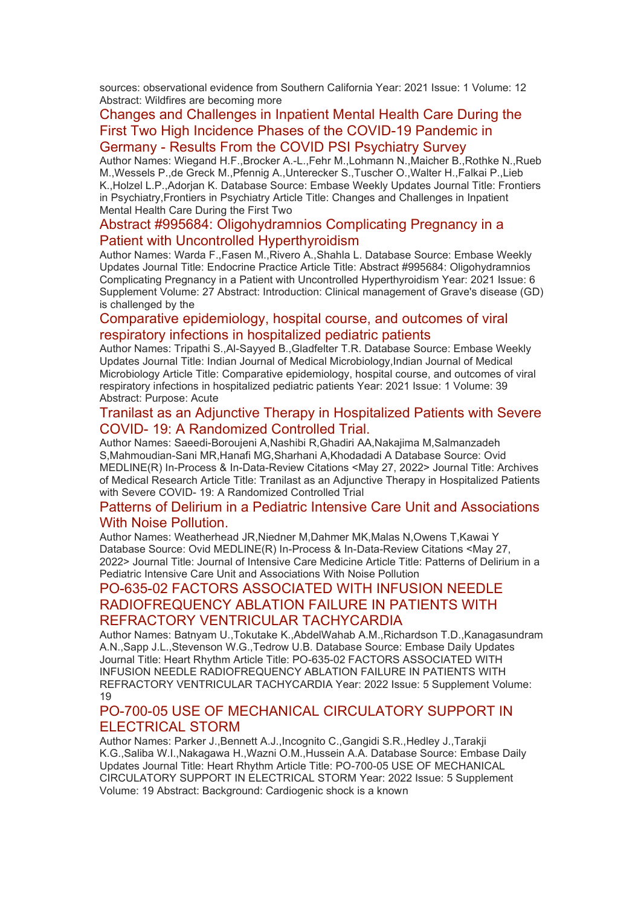sources: observational evidence from Southern California Year: 2021 Issue: 1 Volume: 12 Abstract: Wildfires are becoming more

## Changes and Challenges in Inpatient Mental Health Care During the First Two High Incidence Phases of the COVID-19 Pandemic in Germany - Results From the COVID PSI Psychiatry Survey

Author Names: Wiegand H.F.,Brocker A.-L.,Fehr M.,Lohmann N.,Maicher B.,Rothke N.,Rueb M.,Wessels P.,de Greck M.,Pfennig A.,Unterecker S.,Tuscher O.,Walter H.,Falkai P.,Lieb K.,Holzel L.P.,Adorjan K. Database Source: Embase Weekly Updates Journal Title: Frontiers in Psychiatry,Frontiers in Psychiatry Article Title: Changes and Challenges in Inpatient Mental Health Care During the First Two

## Abstract #995684: Oligohydramnios Complicating Pregnancy in a Patient with Uncontrolled Hyperthyroidism

Author Names: Warda F.,Fasen M.,Rivero A.,Shahla L. Database Source: Embase Weekly Updates Journal Title: Endocrine Practice Article Title: Abstract #995684: Oligohydramnios Complicating Pregnancy in a Patient with Uncontrolled Hyperthyroidism Year: 2021 Issue: 6 Supplement Volume: 27 Abstract: Introduction: Clinical management of Grave's disease (GD) is challenged by the

## Comparative epidemiology, hospital course, and outcomes of viral respiratory infections in hospitalized pediatric patients

Author Names: Tripathi S.,Al-Sayyed B.,Gladfelter T.R. Database Source: Embase Weekly Updates Journal Title: Indian Journal of Medical Microbiology,Indian Journal of Medical Microbiology Article Title: Comparative epidemiology, hospital course, and outcomes of viral respiratory infections in hospitalized pediatric patients Year: 2021 Issue: 1 Volume: 39 Abstract: Purpose: Acute

## Tranilast as an Adjunctive Therapy in Hospitalized Patients with Severe COVID- 19: A Randomized Controlled Trial.

Author Names: Saeedi-Boroujeni A,Nashibi R,Ghadiri AA,Nakajima M,Salmanzadeh S,Mahmoudian-Sani MR,Hanafi MG,Sharhani A,Khodadadi A Database Source: Ovid MEDLINE(R) In-Process & In-Data-Review Citations <May 27, 2022> Journal Title: Archives of Medical Research Article Title: Tranilast as an Adjunctive Therapy in Hospitalized Patients with Severe COVID- 19: A Randomized Controlled Trial

## Patterns of Delirium in a Pediatric Intensive Care Unit and Associations With Noise Pollution.

Author Names: Weatherhead JR,Niedner M,Dahmer MK,Malas N,Owens T,Kawai Y Database Source: Ovid MEDLINE(R) In-Process & In-Data-Review Citations <May 27, 2022> Journal Title: Journal of Intensive Care Medicine Article Title: Patterns of Delirium in a Pediatric Intensive Care Unit and Associations With Noise Pollution

## PO-635-02 FACTORS ASSOCIATED WITH INFUSION NEEDLE RADIOFREQUENCY ABLATION FAILURE IN PATIENTS WITH REFRACTORY VENTRICULAR TACHYCARDIA

Author Names: Batnyam U.,Tokutake K.,AbdelWahab A.M.,Richardson T.D.,Kanagasundram A.N.,Sapp J.L.,Stevenson W.G.,Tedrow U.B. Database Source: Embase Daily Updates Journal Title: Heart Rhythm Article Title: PO-635-02 FACTORS ASSOCIATED WITH INFUSION NEEDLE RADIOFREQUENCY ABLATION FAILURE IN PATIENTS WITH REFRACTORY VENTRICULAR TACHYCARDIA Year: 2022 Issue: 5 Supplement Volume: 19

## PO-700-05 USE OF MECHANICAL CIRCULATORY SUPPORT IN ELECTRICAL STORM

Author Names: Parker J.,Bennett A.J.,Incognito C.,Gangidi S.R.,Hedley J.,Tarakji K.G.,Saliba W.I.,Nakagawa H.,Wazni O.M.,Hussein A.A. Database Source: Embase Daily Updates Journal Title: Heart Rhythm Article Title: PO-700-05 USE OF MECHANICAL CIRCULATORY SUPPORT IN ELECTRICAL STORM Year: 2022 Issue: 5 Supplement Volume: 19 Abstract: Background: Cardiogenic shock is a known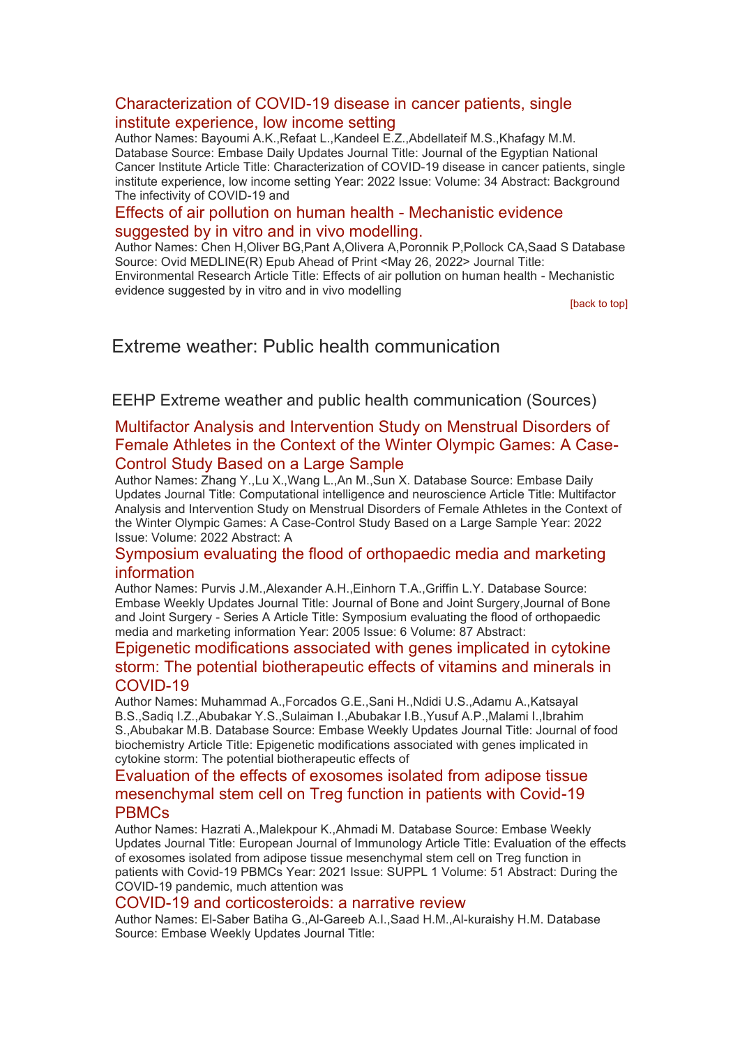### Characterization of COVID-19 disease in cancer patients, single institute experience, low income setting

Author Names: Bayoumi A.K.,Refaat L.,Kandeel E.Z.,Abdellateif M.S.,Khafagy M.M. Database Source: Embase Daily Updates Journal Title: Journal of the Egyptian National Cancer Institute Article Title: Characterization of COVID-19 disease in cancer patients, single institute experience, low income setting Year: 2022 Issue: Volume: 34 Abstract: Background The infectivity of COVID-19 and

### Effects of air pollution on human health - Mechanistic evidence suggested by in vitro and in vivo modelling.

Author Names: Chen H,Oliver BG,Pant A,Olivera A,Poronnik P,Pollock CA,Saad S Database Source: Ovid MEDLINE(R) Epub Ahead of Print <May 26, 2022> Journal Title: Environmental Research Article Title: Effects of air pollution on human health - Mechanistic evidence suggested by in vitro and in vivo modelling

[back to top]

# Extreme weather: Public health communication

## EEHP Extreme weather and public health communication (Sources)

### Multifactor Analysis and Intervention Study on Menstrual Disorders of Female Athletes in the Context of the Winter Olympic Games: A Case-Control Study Based on a Large Sample

Author Names: Zhang Y.,Lu X.,Wang L.,An M.,Sun X. Database Source: Embase Daily Updates Journal Title: Computational intelligence and neuroscience Article Title: Multifactor Analysis and Intervention Study on Menstrual Disorders of Female Athletes in the Context of the Winter Olympic Games: A Case-Control Study Based on a Large Sample Year: 2022 Issue: Volume: 2022 Abstract: A

### Symposium evaluating the flood of orthopaedic media and marketing information

Author Names: Purvis J.M.,Alexander A.H.,Einhorn T.A.,Griffin L.Y. Database Source: Embase Weekly Updates Journal Title: Journal of Bone and Joint Surgery,Journal of Bone and Joint Surgery - Series A Article Title: Symposium evaluating the flood of orthopaedic media and marketing information Year: 2005 Issue: 6 Volume: 87 Abstract:

### Epigenetic modifications associated with genes implicated in cytokine storm: The potential biotherapeutic effects of vitamins and minerals in COVID-19

Author Names: Muhammad A.,Forcados G.E.,Sani H.,Ndidi U.S.,Adamu A.,Katsayal B.S.,Sadiq I.Z.,Abubakar Y.S.,Sulaiman I.,Abubakar I.B.,Yusuf A.P.,Malami I.,Ibrahim S.,Abubakar M.B. Database Source: Embase Weekly Updates Journal Title: Journal of food biochemistry Article Title: Epigenetic modifications associated with genes implicated in cytokine storm: The potential biotherapeutic effects of

### Evaluation of the effects of exosomes isolated from adipose tissue mesenchymal stem cell on Treg function in patients with Covid-19 PBMCs

Author Names: Hazrati A.,Malekpour K.,Ahmadi M. Database Source: Embase Weekly Updates Journal Title: European Journal of Immunology Article Title: Evaluation of the effects of exosomes isolated from adipose tissue mesenchymal stem cell on Treg function in patients with Covid-19 PBMCs Year: 2021 Issue: SUPPL 1 Volume: 51 Abstract: During the COVID-19 pandemic, much attention was

### COVID-19 and corticosteroids: a narrative review

Author Names: El-Saber Batiha G.,Al-Gareeb A.I.,Saad H.M.,Al-kuraishy H.M. Database Source: Embase Weekly Updates Journal Title: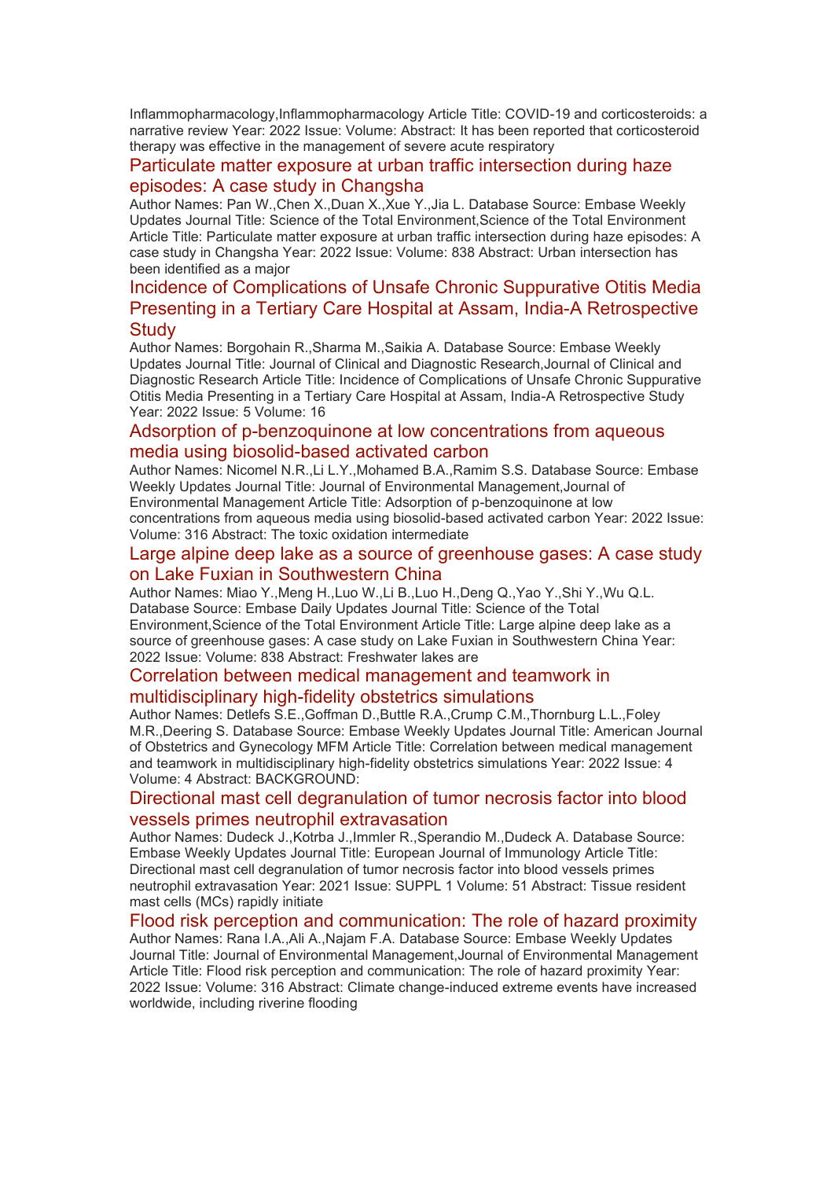Inflammopharmacology,Inflammopharmacology Article Title: COVID-19 and corticosteroids: a narrative review Year: 2022 Issue: Volume: Abstract: It has been reported that corticosteroid therapy was effective in the management of severe acute respiratory

### Particulate matter exposure at urban traffic intersection during haze episodes: A case study in Changsha

Author Names: Pan W.,Chen X.,Duan X.,Xue Y.,Jia L. Database Source: Embase Weekly Updates Journal Title: Science of the Total Environment,Science of the Total Environment Article Title: Particulate matter exposure at urban traffic intersection during haze episodes: A case study in Changsha Year: 2022 Issue: Volume: 838 Abstract: Urban intersection has been identified as a major

### Incidence of Complications of Unsafe Chronic Suppurative Otitis Media Presenting in a Tertiary Care Hospital at Assam, India-A Retrospective Study

Author Names: Borgohain R.,Sharma M.,Saikia A. Database Source: Embase Weekly Updates Journal Title: Journal of Clinical and Diagnostic Research,Journal of Clinical and Diagnostic Research Article Title: Incidence of Complications of Unsafe Chronic Suppurative Otitis Media Presenting in a Tertiary Care Hospital at Assam, India-A Retrospective Study Year: 2022 Issue: 5 Volume: 16

### Adsorption of p-benzoquinone at low concentrations from aqueous media using biosolid-based activated carbon

Author Names: Nicomel N.R.,Li L.Y.,Mohamed B.A.,Ramim S.S. Database Source: Embase Weekly Updates Journal Title: Journal of Environmental Management,Journal of Environmental Management Article Title: Adsorption of p-benzoquinone at low concentrations from aqueous media using biosolid-based activated carbon Year: 2022 Issue: Volume: 316 Abstract: The toxic oxidation intermediate

### Large alpine deep lake as a source of greenhouse gases: A case study on Lake Fuxian in Southwestern China

Author Names: Miao Y.,Meng H.,Luo W.,Li B.,Luo H.,Deng Q.,Yao Y.,Shi Y.,Wu Q.L. Database Source: Embase Daily Updates Journal Title: Science of the Total Environment,Science of the Total Environment Article Title: Large alpine deep lake as a source of greenhouse gases: A case study on Lake Fuxian in Southwestern China Year: 2022 Issue: Volume: 838 Abstract: Freshwater lakes are

### Correlation between medical management and teamwork in multidisciplinary high-fidelity obstetrics simulations

Author Names: Detlefs S.E.,Goffman D.,Buttle R.A.,Crump C.M.,Thornburg L.L.,Foley M.R.,Deering S. Database Source: Embase Weekly Updates Journal Title: American Journal of Obstetrics and Gynecology MFM Article Title: Correlation between medical management and teamwork in multidisciplinary high-fidelity obstetrics simulations Year: 2022 Issue: 4 Volume: 4 Abstract: BACKGROUND:

### Directional mast cell degranulation of tumor necrosis factor into blood vessels primes neutrophil extravasation

Author Names: Dudeck J.,Kotrba J.,Immler R.,Sperandio M.,Dudeck A. Database Source: Embase Weekly Updates Journal Title: European Journal of Immunology Article Title: Directional mast cell degranulation of tumor necrosis factor into blood vessels primes neutrophil extravasation Year: 2021 Issue: SUPPL 1 Volume: 51 Abstract: Tissue resident mast cells (MCs) rapidly initiate

### Flood risk perception and communication: The role of hazard proximity

Author Names: Rana I.A.,Ali A.,Najam F.A. Database Source: Embase Weekly Updates Journal Title: Journal of Environmental Management,Journal of Environmental Management Article Title: Flood risk perception and communication: The role of hazard proximity Year: 2022 Issue: Volume: 316 Abstract: Climate change-induced extreme events have increased worldwide, including riverine flooding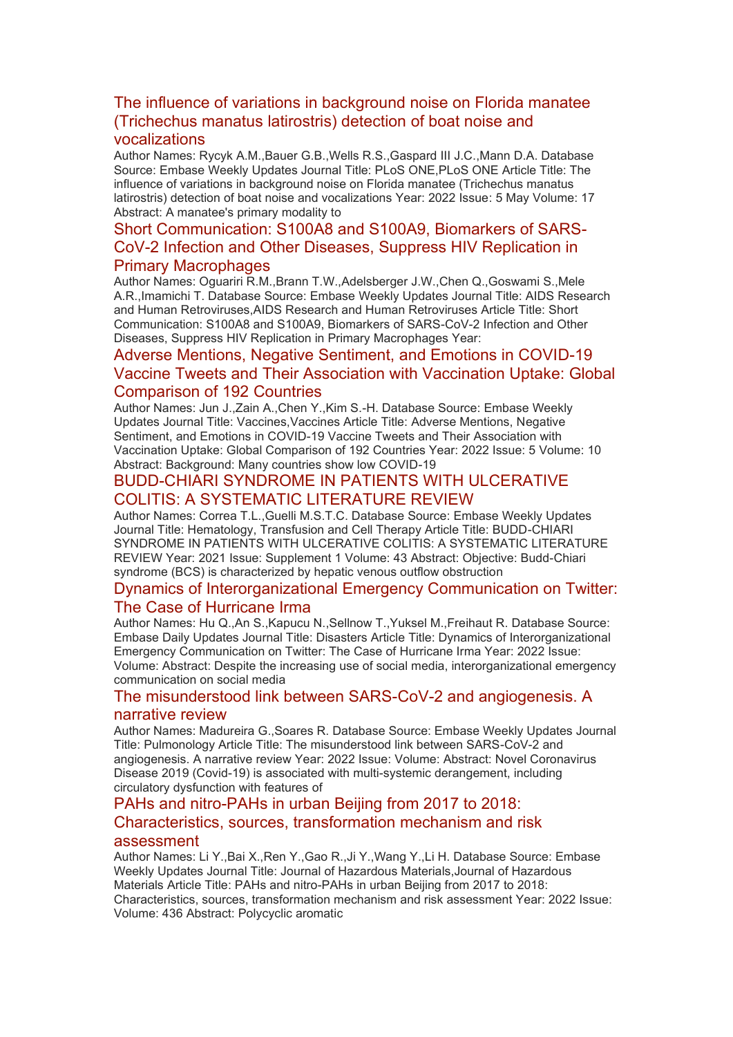### The influence of variations in background noise on Florida manatee (Trichechus manatus latirostris) detection of boat noise and vocalizations

Author Names: Rycyk A.M.,Bauer G.B.,Wells R.S.,Gaspard III J.C.,Mann D.A. Database Source: Embase Weekly Updates Journal Title: PLoS ONE,PLoS ONE Article Title: The influence of variations in background noise on Florida manatee (Trichechus manatus latirostris) detection of boat noise and vocalizations Year: 2022 Issue: 5 May Volume: 17 Abstract: A manatee's primary modality to

### Short Communication: S100A8 and S100A9, Biomarkers of SARS-CoV-2 Infection and Other Diseases, Suppress HIV Replication in Primary Macrophages

Author Names: Oguariri R.M.,Brann T.W.,Adelsberger J.W.,Chen Q.,Goswami S.,Mele A.R.,Imamichi T. Database Source: Embase Weekly Updates Journal Title: AIDS Research and Human Retroviruses,AIDS Research and Human Retroviruses Article Title: Short Communication: S100A8 and S100A9, Biomarkers of SARS-CoV-2 Infection and Other Diseases, Suppress HIV Replication in Primary Macrophages Year:

### Adverse Mentions, Negative Sentiment, and Emotions in COVID-19 Vaccine Tweets and Their Association with Vaccination Uptake: Global Comparison of 192 Countries

Author Names: Jun J.,Zain A.,Chen Y.,Kim S.-H. Database Source: Embase Weekly Updates Journal Title: Vaccines,Vaccines Article Title: Adverse Mentions, Negative Sentiment, and Emotions in COVID-19 Vaccine Tweets and Their Association with Vaccination Uptake: Global Comparison of 192 Countries Year: 2022 Issue: 5 Volume: 10 Abstract: Background: Many countries show low COVID-19

### BUDD-CHIARI SYNDROME IN PATIENTS WITH ULCERATIVE COLITIS: A SYSTEMATIC LITERATURE REVIEW

Author Names: Correa T.L.,Guelli M.S.T.C. Database Source: Embase Weekly Updates Journal Title: Hematology, Transfusion and Cell Therapy Article Title: BUDD-CHIARI SYNDROME IN PATIENTS WITH ULCERATIVE COLITIS: A SYSTEMATIC LITERATURE REVIEW Year: 2021 Issue: Supplement 1 Volume: 43 Abstract: Objective: Budd-Chiari syndrome (BCS) is characterized by hepatic venous outflow obstruction

### Dynamics of Interorganizational Emergency Communication on Twitter: The Case of Hurricane Irma

Author Names: Hu Q.,An S.,Kapucu N.,Sellnow T.,Yuksel M.,Freihaut R. Database Source: Embase Daily Updates Journal Title: Disasters Article Title: Dynamics of Interorganizational Emergency Communication on Twitter: The Case of Hurricane Irma Year: 2022 Issue: Volume: Abstract: Despite the increasing use of social media, interorganizational emergency communication on social media

### The misunderstood link between SARS-CoV-2 and angiogenesis. A narrative review

Author Names: Madureira G.,Soares R. Database Source: Embase Weekly Updates Journal Title: Pulmonology Article Title: The misunderstood link between SARS-CoV-2 and angiogenesis. A narrative review Year: 2022 Issue: Volume: Abstract: Novel Coronavirus Disease 2019 (Covid-19) is associated with multi-systemic derangement, including circulatory dysfunction with features of

### PAHs and nitro-PAHs in urban Beijing from 2017 to 2018: Characteristics, sources, transformation mechanism and risk assessment

Author Names: Li Y.,Bai X.,Ren Y.,Gao R.,Ji Y.,Wang Y.,Li H. Database Source: Embase Weekly Updates Journal Title: Journal of Hazardous Materials,Journal of Hazardous Materials Article Title: PAHs and nitro-PAHs in urban Beijing from 2017 to 2018: Characteristics, sources, transformation mechanism and risk assessment Year: 2022 Issue: Volume: 436 Abstract: Polycyclic aromatic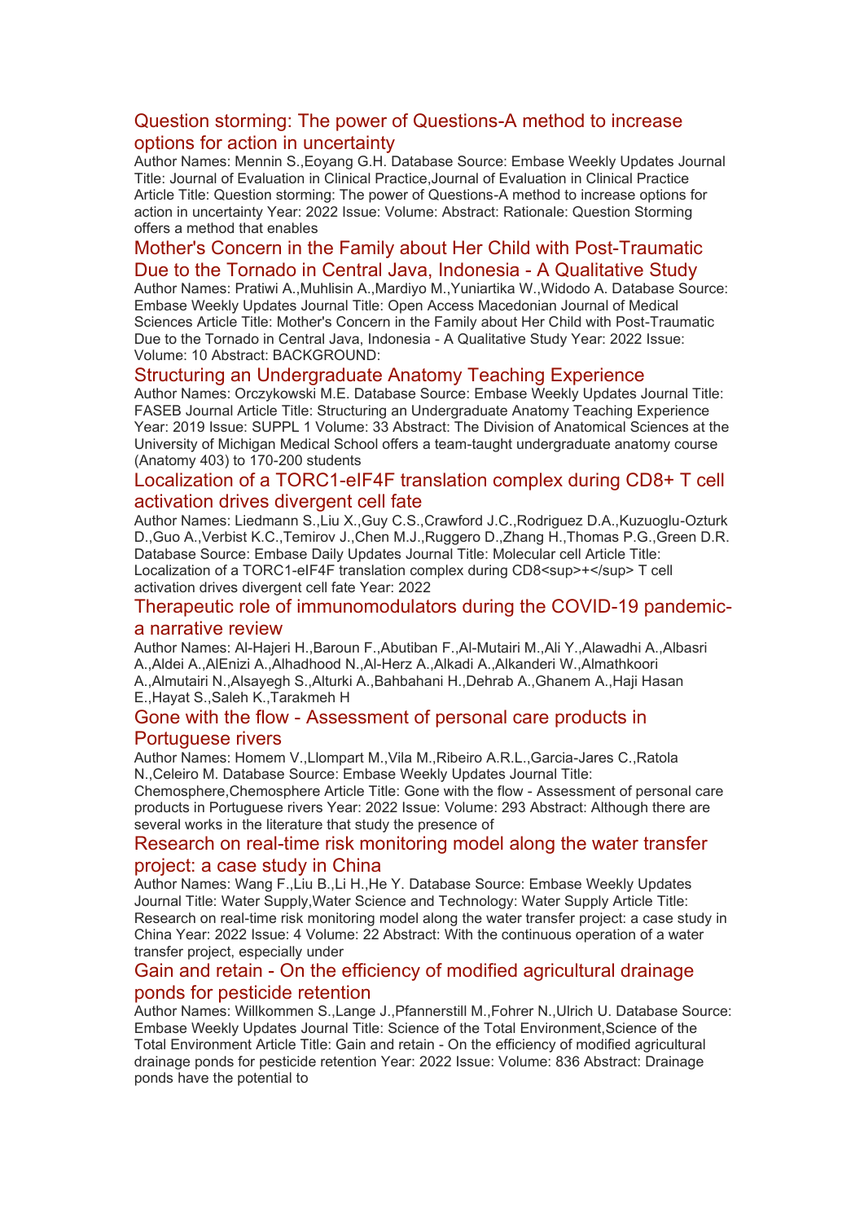## Question storming: The power of Questions-A method to increase options for action in uncertainty

Author Names: Mennin S.,Eoyang G.H. Database Source: Embase Weekly Updates Journal Title: Journal of Evaluation in Clinical Practice,Journal of Evaluation in Clinical Practice Article Title: Question storming: The power of Questions-A method to increase options for action in uncertainty Year: 2022 Issue: Volume: Abstract: Rationale: Question Storming offers a method that enables

## Mother's Concern in the Family about Her Child with Post-Traumatic Due to the Tornado in Central Java, Indonesia - A Qualitative Study

Author Names: Pratiwi A.,Muhlisin A.,Mardiyo M.,Yuniartika W.,Widodo A. Database Source: Embase Weekly Updates Journal Title: Open Access Macedonian Journal of Medical Sciences Article Title: Mother's Concern in the Family about Her Child with Post-Traumatic Due to the Tornado in Central Java, Indonesia - A Qualitative Study Year: 2022 Issue: Volume: 10 Abstract: BACKGROUND:

## Structuring an Undergraduate Anatomy Teaching Experience

Author Names: Orczykowski M.E. Database Source: Embase Weekly Updates Journal Title: FASEB Journal Article Title: Structuring an Undergraduate Anatomy Teaching Experience Year: 2019 Issue: SUPPL 1 Volume: 33 Abstract: The Division of Anatomical Sciences at the University of Michigan Medical School offers a team-taught undergraduate anatomy course (Anatomy 403) to 170-200 students

## Localization of a TORC1-eIF4F translation complex during CD8+ T cell activation drives divergent cell fate

Author Names: Liedmann S.,Liu X.,Guy C.S.,Crawford J.C.,Rodriguez D.A.,Kuzuoglu-Ozturk D.,Guo A.,Verbist K.C.,Temirov J.,Chen M.J.,Ruggero D.,Zhang H.,Thomas P.G.,Green D.R. Database Source: Embase Daily Updates Journal Title: Molecular cell Article Title: Localization of a TORC1-eIF4F translation complex during CD8<sup>+</sup> T cell activation drives divergent cell fate Year: 2022

## Therapeutic role of immunomodulators during the COVID-19 pandemic- a narrative review

Author Names: Al-Hajeri H.,Baroun F.,Abutiban F.,Al-Mutairi M.,Ali Y.,Alawadhi A.,Albasri A.,Aldei A.,AlEnizi A.,Alhadhood N.,Al-Herz A.,Alkadi A.,Alkanderi W.,Almathkoori A.,Almutairi N.,Alsayegh S.,Alturki A.,Bahbahani H.,Dehrab A.,Ghanem A.,Haji Hasan E.,Hayat S.,Saleh K.,Tarakmeh H

## Gone with the flow - Assessment of personal care products in Portuguese rivers

Author Names: Homem V.,Llompart M.,Vila M.,Ribeiro A.R.L.,Garcia-Jares C.,Ratola N.,Celeiro M. Database Source: Embase Weekly Updates Journal Title: Chemosphere,Chemosphere Article Title: Gone with the flow - Assessment of personal care products in Portuguese rivers Year: 2022 Issue: Volume: 293 Abstract: Although there are several works in the literature that study the presence of

## Research on real-time risk monitoring model along the water transfer project: a case study in China

Author Names: Wang F.,Liu B.,Li H.,He Y. Database Source: Embase Weekly Updates Journal Title: Water Supply,Water Science and Technology: Water Supply Article Title: Research on real-time risk monitoring model along the water transfer project: a case study in China Year: 2022 Issue: 4 Volume: 22 Abstract: With the continuous operation of a water transfer project, especially under

## Gain and retain - On the efficiency of modified agricultural drainage ponds for pesticide retention

Author Names: Willkommen S.,Lange J.,Pfannerstill M.,Fohrer N.,Ulrich U. Database Source: Embase Weekly Updates Journal Title: Science of the Total Environment,Science of the Total Environment Article Title: Gain and retain - On the efficiency of modified agricultural drainage ponds for pesticide retention Year: 2022 Issue: Volume: 836 Abstract: Drainage ponds have the potential to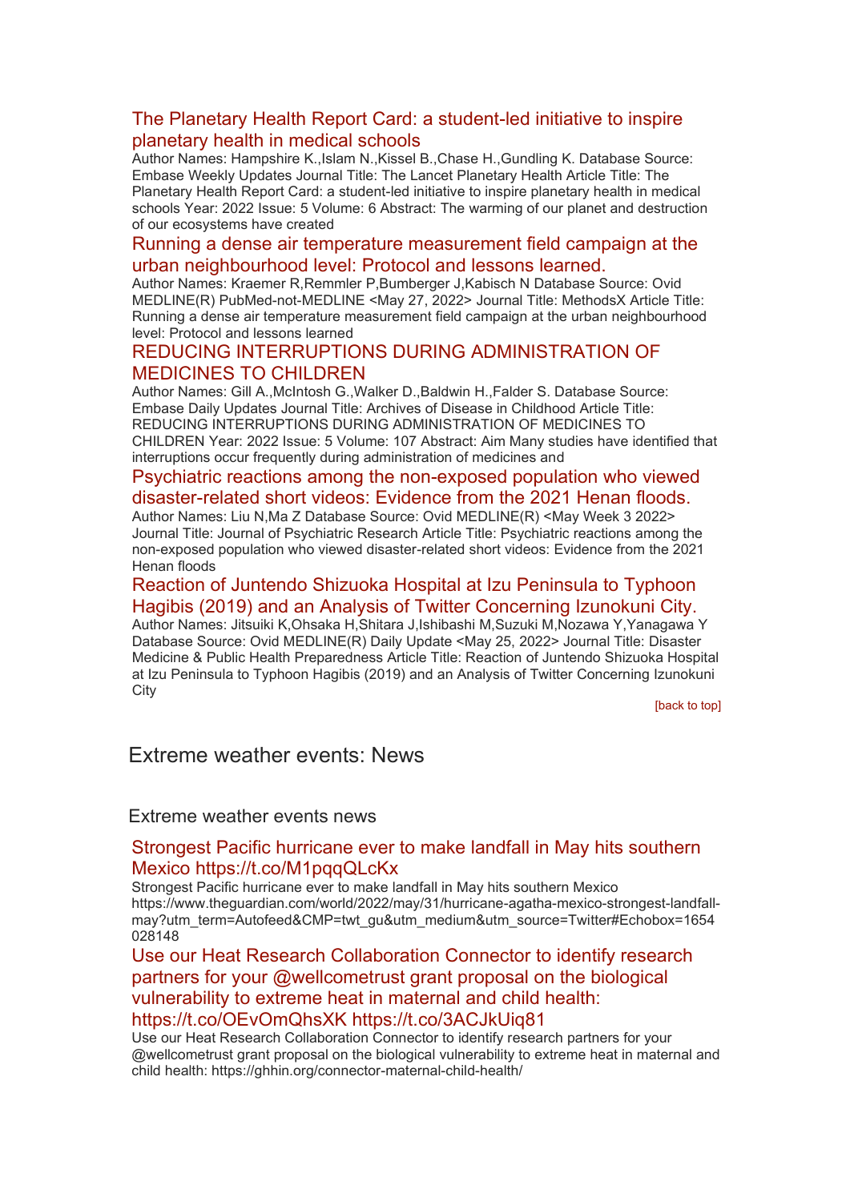### The Planetary Health Report Card: a student-led initiative to inspire planetary health in medical schools

Author Names: Hampshire K.,Islam N.,Kissel B.,Chase H.,Gundling K. Database Source: Embase Weekly Updates Journal Title: The Lancet Planetary Health Article Title: The Planetary Health Report Card: a student-led initiative to inspire planetary health in medical schools Year: 2022 Issue: 5 Volume: 6 Abstract: The warming of our planet and destruction of our ecosystems have created

### Running a dense air temperature measurement field campaign at the urban neighbourhood level: Protocol and lessons learned.

Author Names: Kraemer R,Remmler P,Bumberger J,Kabisch N Database Source: Ovid MEDLINE(R) PubMed-not-MEDLINE <May 27, 2022> Journal Title: MethodsX Article Title: Running a dense air temperature measurement field campaign at the urban neighbourhood level: Protocol and lessons learned

### REDUCING INTERRUPTIONS DURING ADMINISTRATION OF MEDICINES TO CHILDREN

Author Names: Gill A.,McIntosh G.,Walker D.,Baldwin H.,Falder S. Database Source: Embase Daily Updates Journal Title: Archives of Disease in Childhood Article Title: REDUCING INTERRUPTIONS DURING ADMINISTRATION OF MEDICINES TO CHILDREN Year: 2022 Issue: 5 Volume: 107 Abstract: Aim Many studies have identified that interruptions occur frequently during administration of medicines and

### Psychiatric reactions among the non-exposed population who viewed disaster-related short videos: Evidence from the 2021 Henan floods.

Author Names: Liu N,Ma Z Database Source: Ovid MEDLINE(R) <May Week 3 2022> Journal Title: Journal of Psychiatric Research Article Title: Psychiatric reactions among the non-exposed population who viewed disaster-related short videos: Evidence from the 2021 Henan floods

### Reaction of Juntendo Shizuoka Hospital at Izu Peninsula to Typhoon Hagibis (2019) and an Analysis of Twitter Concerning Izunokuni City.

Author Names: Jitsuiki K,Ohsaka H,Shitara J,Ishibashi M,Suzuki M,Nozawa Y,Yanagawa Y Database Source: Ovid MEDLINE(R) Daily Update <May 25, 2022> Journal Title: Disaster Medicine & Public Health Preparedness Article Title: Reaction of Juntendo Shizuoka Hospital at Izu Peninsula to Typhoon Hagibis (2019) and an Analysis of Twitter Concerning Izunokuni City

[back to top]

## Extreme weather events: News

### Extreme weather events news

### Strongest Pacific hurricane ever to make landfall in May hits southern Mexico https://t.co/M1pqqQLcKx

Strongest Pacific hurricane ever to make landfall in May hits southern Mexico https://www.theguardian.com/world/2022/may/31/hurricane-agatha-mexico-strongest-landfall-may?utm_term=Autofeed&CMP=twt_gu&utm_medium&utm_source=Twitter#Echobox=1654028148

### Use our Heat Research Collaboration Connector to identify research partners for your @wellcometrust grant proposal on the biological vulnerability to extreme heat in maternal and child health: https://t.co/OEvOmQhsXK https://t.co/3ACJkUiq81

Use our Heat Research Collaboration Connector to identify research partners for your @wellcometrust grant proposal on the biological vulnerability to extreme heat in maternal and child health: https://ghhin.org/connector-maternal-child-health/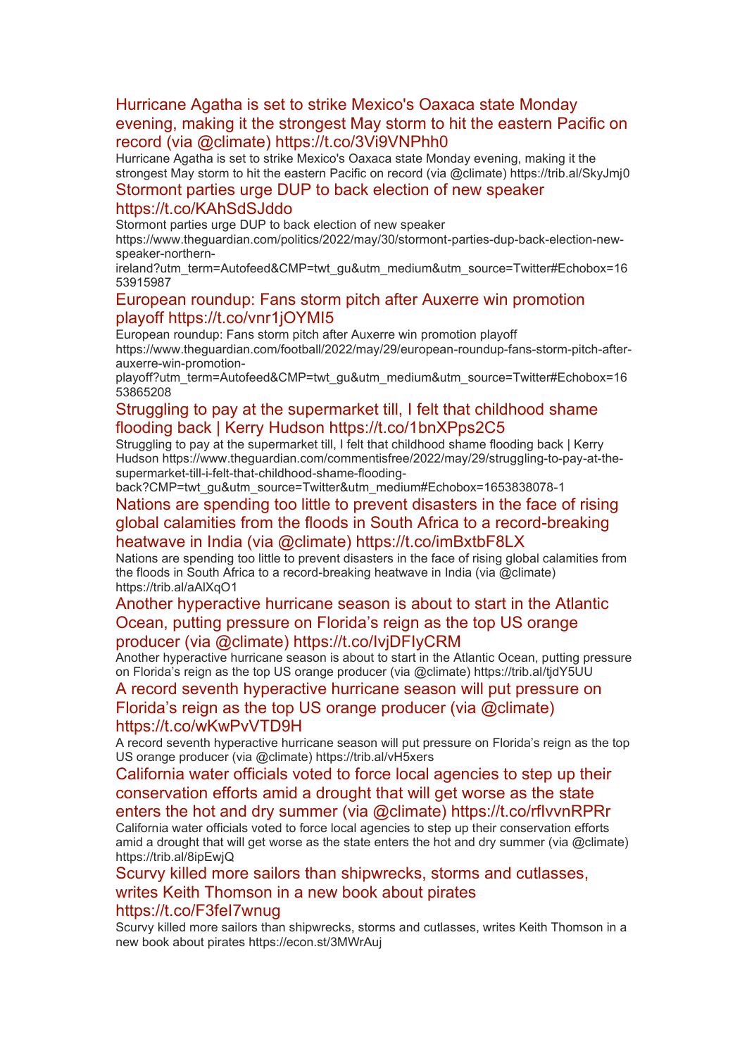## Hurricane Agatha is set to strike Mexico's Oaxaca state Monday evening, making it the strongest May storm to hit the eastern Pacific on record (via @climate) https://t.co/3Vi9VNPhh0

Hurricane Agatha is set to strike Mexico's Oaxaca state Monday evening, making it the strongest May storm to hit the eastern Pacific on record (via @climate) https://trib.al/SkyJmj0

## Stormont parties urge DUP to back election of new speaker https://t.co/KAhSdSJddo

Stormont parties urge DUP to back election of new speaker https://www.theguardian.com/politics/2022/may/30/stormont-parties-dup-back-election-new-speaker-northern-ireland?utm_term=Autofeed&CMP=twt_gu&utm_medium&utm_source=Twitter#Echobox=1653915987

## European roundup: Fans storm pitch after Auxerre win promotion playoff https://t.co/vnr1jOYMI5

European roundup: Fans storm pitch after Auxerre win promotion playoff https://www.theguardian.com/football/2022/may/29/european-roundup-fans-storm-pitch-after-auxerre-win-promotion-playoff?utm_term=Autofeed&CMP=twt_gu&utm_medium&utm_source=Twitter#Echobox=1653865208

## Struggling to pay at the supermarket till, I felt that childhood shame flooding back | Kerry Hudson https://t.co/1bnXPps2C5

Struggling to pay at the supermarket till, I felt that childhood shame flooding back | Kerry Hudson https://www.theguardian.com/commentisfree/2022/may/29/struggling-to-pay-at-the-supermarket-till-i-felt-that-childhood-shame-flooding-back?CMP=twt_gu&utm_source=Twitter&utm_medium#Echobox=1653838078-1

## Nations are spending too little to prevent disasters in the face of rising global calamities from the floods in South Africa to a record-breaking heatwave in India (via @climate) https://t.co/imBxtbF8LX

Nations are spending too little to prevent disasters in the face of rising global calamities from the floods in South Africa to a record-breaking heatwave in India (via @climate) https://trib.al/aAlXqO1

## Another hyperactive hurricane season is about to start in the Atlantic Ocean, putting pressure on Florida's reign as the top US orange producer (via @climate) https://t.co/IvjDFIyCRM

Another hyperactive hurricane season is about to start in the Atlantic Ocean, putting pressure on Florida's reign as the top US orange producer (via @climate) https://trib.al/tjdY5UU

## A record seventh hyperactive hurricane season will put pressure on Florida's reign as the top US orange producer (via @climate) https://t.co/wKwPvVTD9H

A record seventh hyperactive hurricane season will put pressure on Florida's reign as the top US orange producer (via @climate) https://trib.al/vH5xers

## California water officials voted to force local agencies to step up their conservation efforts amid a drought that will get worse as the state enters the hot and dry summer (via @climate) https://t.co/rflvvnRPRr

California water officials voted to force local agencies to step up their conservation efforts amid a drought that will get worse as the state enters the hot and dry summer (via @climate) https://trib.al/8ipEwjQ

## Scurvy killed more sailors than shipwrecks, storms and cutlasses, writes Keith Thomson in a new book about pirates https://t.co/F3fel7wnug

Scurvy killed more sailors than shipwrecks, storms and cutlasses, writes Keith Thomson in a new book about pirates https://econ.st/3MWrAuj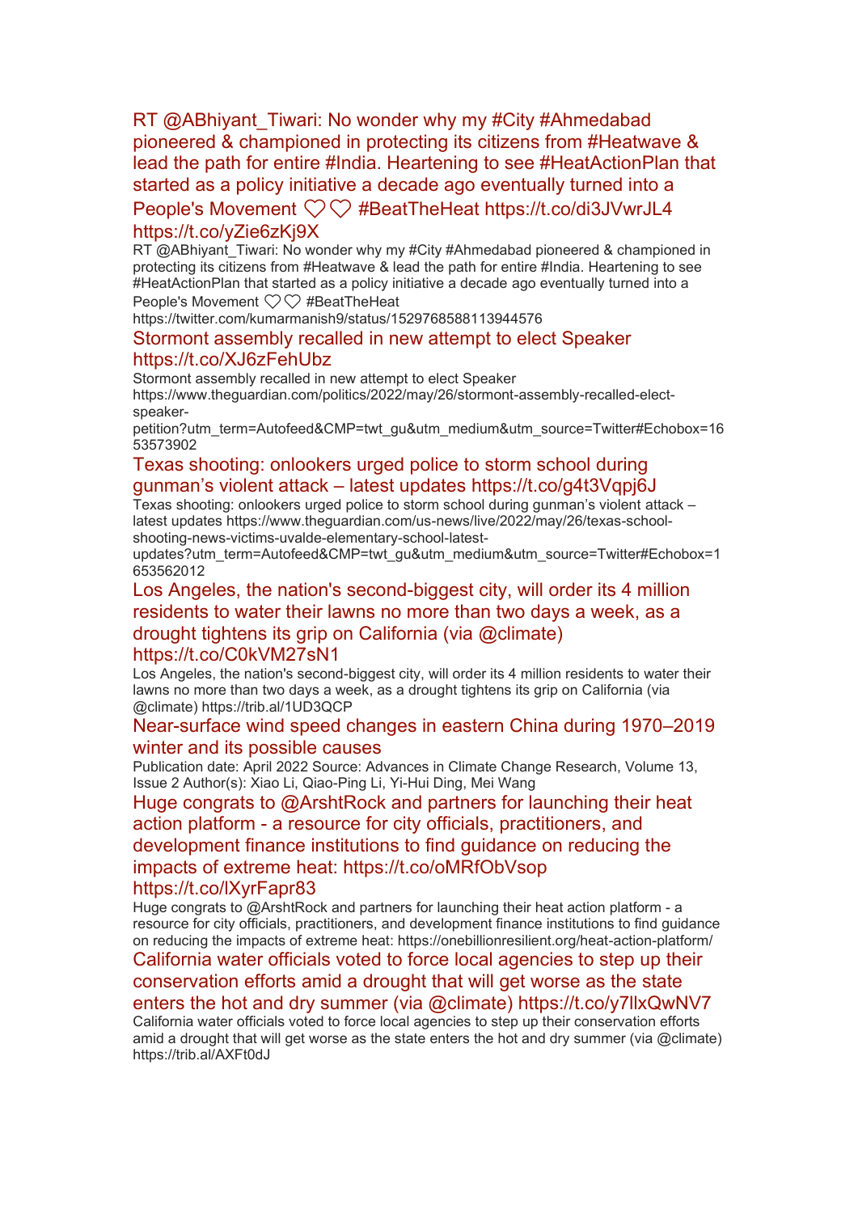### RT @ABhiyant_Tiwari: No wonder why my #City #Ahmedabad pioneered & championed in protecting its citizens from #Heatwave & lead the path for entire #India. Heartening to see #HeatActionPlan that started as a policy initiative a decade ago eventually turned into a People's Movement ♡♡ #BeatTheHeat https://t.co/di3JVwrJL4 https://t.co/yZie6zKj9X

RT @ABhiyant_Tiwari: No wonder why my #City #Ahmedabad pioneered & championed in protecting its citizens from #Heatwave & lead the path for entire #India. Heartening to see #HeatActionPlan that started as a policy initiative a decade ago eventually turned into a People's Movement ♡♡ #BeatTheHeat
https://twitter.com/kumarmanish9/status/1529768588113944576

### Stormont assembly recalled in new attempt to elect Speaker https://t.co/XJ6zFehUbz

Stormont assembly recalled in new attempt to elect Speaker
https://www.theguardian.com/politics/2022/may/26/stormont-assembly-recalled-elect-speaker-petition?utm_term=Autofeed&CMP=twt_gu&utm_medium&utm_source=Twitter#Echobox=1653573902

### Texas shooting: onlookers urged police to storm school during gunman's violent attack – latest updates https://t.co/g4t3Vqpj6J

Texas shooting: onlookers urged police to storm school during gunman's violent attack – latest updates https://www.theguardian.com/us-news/live/2022/may/26/texas-school-shooting-news-victims-uvalde-elementary-school-latest-updates?utm_term=Autofeed&CMP=twt_gu&utm_medium&utm_source=Twitter#Echobox=1653562012

### Los Angeles, the nation's second-biggest city, will order its 4 million residents to water their lawns no more than two days a week, as a drought tightens its grip on California (via @climate) https://t.co/C0kVM27sN1

Los Angeles, the nation's second-biggest city, will order its 4 million residents to water their lawns no more than two days a week, as a drought tightens its grip on California (via @climate) https://trib.al/1UD3QCP

### Near-surface wind speed changes in eastern China during 1970–2019 winter and its possible causes

Publication date: April 2022 Source: Advances in Climate Change Research, Volume 13, Issue 2 Author(s): Xiao Li, Qiao-Ping Li, Yi-Hui Ding, Mei Wang

### Huge congrats to @ArshtRock and partners for launching their heat action platform - a resource for city officials, practitioners, and development finance institutions to find guidance on reducing the impacts of extreme heat: https://t.co/oMRfObVsop https://t.co/lXyrFapr83

Huge congrats to @ArshtRock and partners for launching their heat action platform - a resource for city officials, practitioners, and development finance institutions to find guidance on reducing the impacts of extreme heat: https://onebillionresilient.org/heat-action-platform/

### California water officials voted to force local agencies to step up their conservation efforts amid a drought that will get worse as the state enters the hot and dry summer (via @climate) https://t.co/y7llxQwNV7

California water officials voted to force local agencies to step up their conservation efforts amid a drought that will get worse as the state enters the hot and dry summer (via @climate) https://trib.al/AXFt0dJ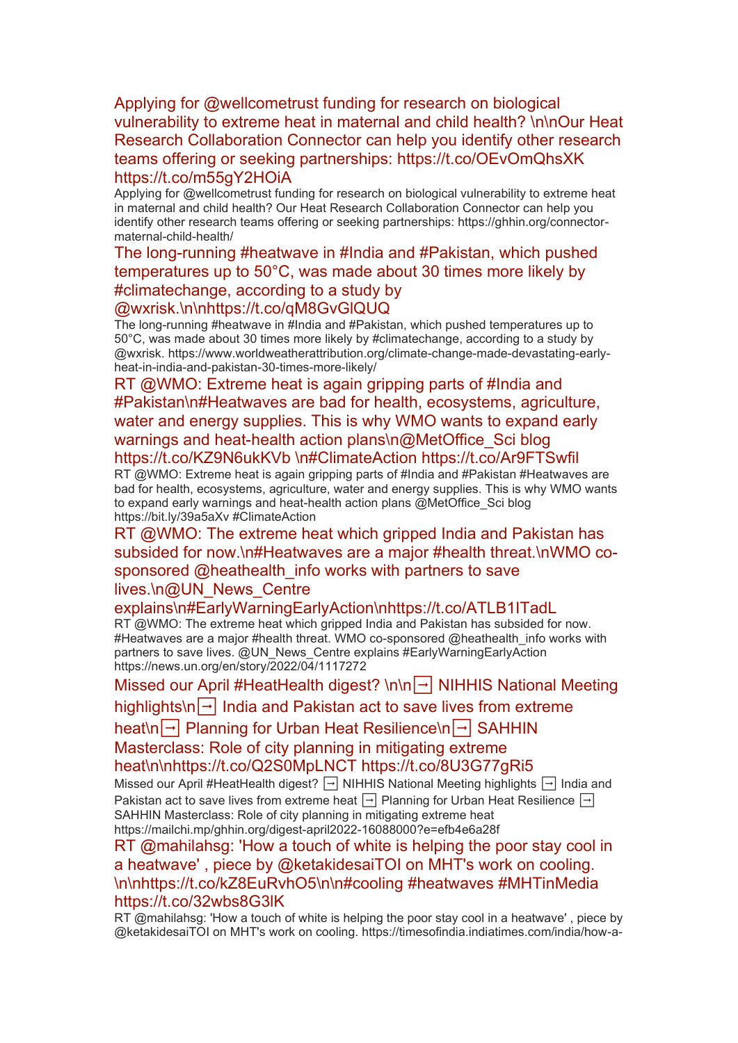### Applying for @wellcometrust funding for research on biological vulnerability to extreme heat in maternal and child health? \n\nOur Heat Research Collaboration Connector can help you identify other research teams offering or seeking partnerships: https://t.co/OEvOmQhsXK https://t.co/m55gY2HOiA

Applying for @wellcometrust funding for research on biological vulnerability to extreme heat in maternal and child health? Our Heat Research Collaboration Connector can help you identify other research teams offering or seeking partnerships: https://ghhin.org/connector-maternal-child-health/

### The long-running #heatwave in #India and #Pakistan, which pushed temperatures up to 50°C, was made about 30 times more likely by #climatechange, according to a study by @wxrisk.\n\nhttps://t.co/qM8GvGlQUQ

The long-running #heatwave in #India and #Pakistan, which pushed temperatures up to 50°C, was made about 30 times more likely by #climatechange, according to a study by @wxrisk. https://www.worldweatherattribution.org/climate-change-made-devastating-early-heat-in-india-and-pakistan-30-times-more-likely/

### RT @WMO: Extreme heat is again gripping parts of #India and #Pakistan\n#Heatwaves are bad for health, ecosystems, agriculture, water and energy supplies. This is why WMO wants to expand early warnings and heat-health action plans\n@MetOffice_Sci blog https://t.co/KZ9N6ukKVb \n#ClimateAction https://t.co/Ar9FTSwfil

RT @WMO: Extreme heat is again gripping parts of #India and #Pakistan #Heatwaves are bad for health, ecosystems, agriculture, water and energy supplies. This is why WMO wants to expand early warnings and heat-health action plans @MetOffice_Sci blog https://bit.ly/39a5aXv #ClimateAction

### RT @WMO: The extreme heat which gripped India and Pakistan has subsided for now.\n#Heatwaves are a major #health threat.\nWMO co-sponsored @heathealth_info works with partners to save lives.\n@UN_News_Centre explains\n#EarlyWarningEarlyAction\nhttps://t.co/ATLB1ITadL

RT @WMO: The extreme heat which gripped India and Pakistan has subsided for now. #Heatwaves are a major #health threat. WMO co-sponsored @heathealth_info works with partners to save lives. @UN_News_Centre explains #EarlyWarningEarlyAction https://news.un.org/en/story/2022/04/1117272

### Missed our April #HeatHealth digest? \n\n→ NIHHIS National Meeting highlights\n→ India and Pakistan act to save lives from extreme heat\n→ Planning for Urban Heat Resilience\n→ SAHHIN Masterclass: Role of city planning in mitigating extreme heat\n\nhttps://t.co/Q2S0MpLNCT https://t.co/8U3G77gRi5

Missed our April #HeatHealth digest? → NIHHIS National Meeting highlights → India and Pakistan act to save lives from extreme heat → Planning for Urban Heat Resilience → SAHHIN Masterclass: Role of city planning in mitigating extreme heat https://mailchi.mp/ghhin.org/digest-april2022-16088000?e=efb4e6a28f

### RT @mahilahsg: 'How a touch of white is helping the poor stay cool in a heatwave' , piece by @ketakidesaiTOI on MHT's work on cooling. \n\nhttps://t.co/kZ8EuRvhO5\n\n#cooling #heatwaves #MHTinMedia https://t.co/32wbs8G3lK

RT @mahilahsg: 'How a touch of white is helping the poor stay cool in a heatwave' , piece by @ketakidesaiTOI on MHT's work on cooling. https://timesofindia.indiatimes.com/india/how-a-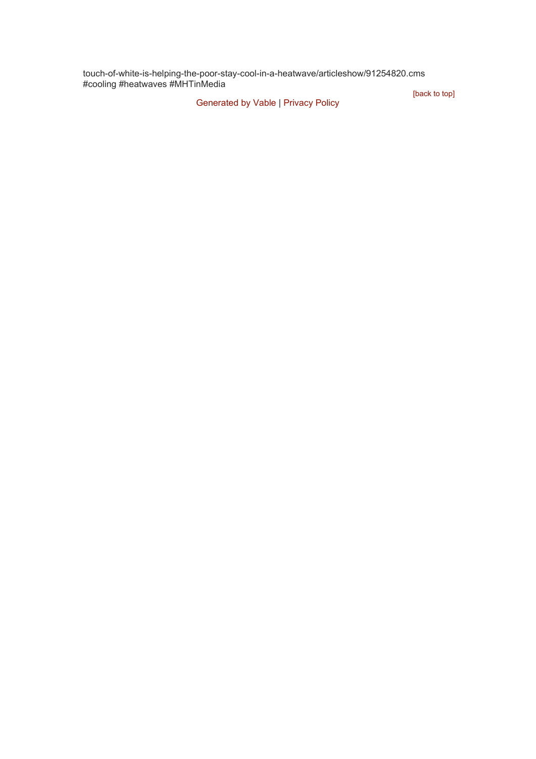touch-of-white-is-helping-the-poor-stay-cool-in-a-heatwave/articleshow/91254820.cms
#cooling #heatwaves #MHTinMedia

[back to top]

Generated by Vable | Privacy Policy